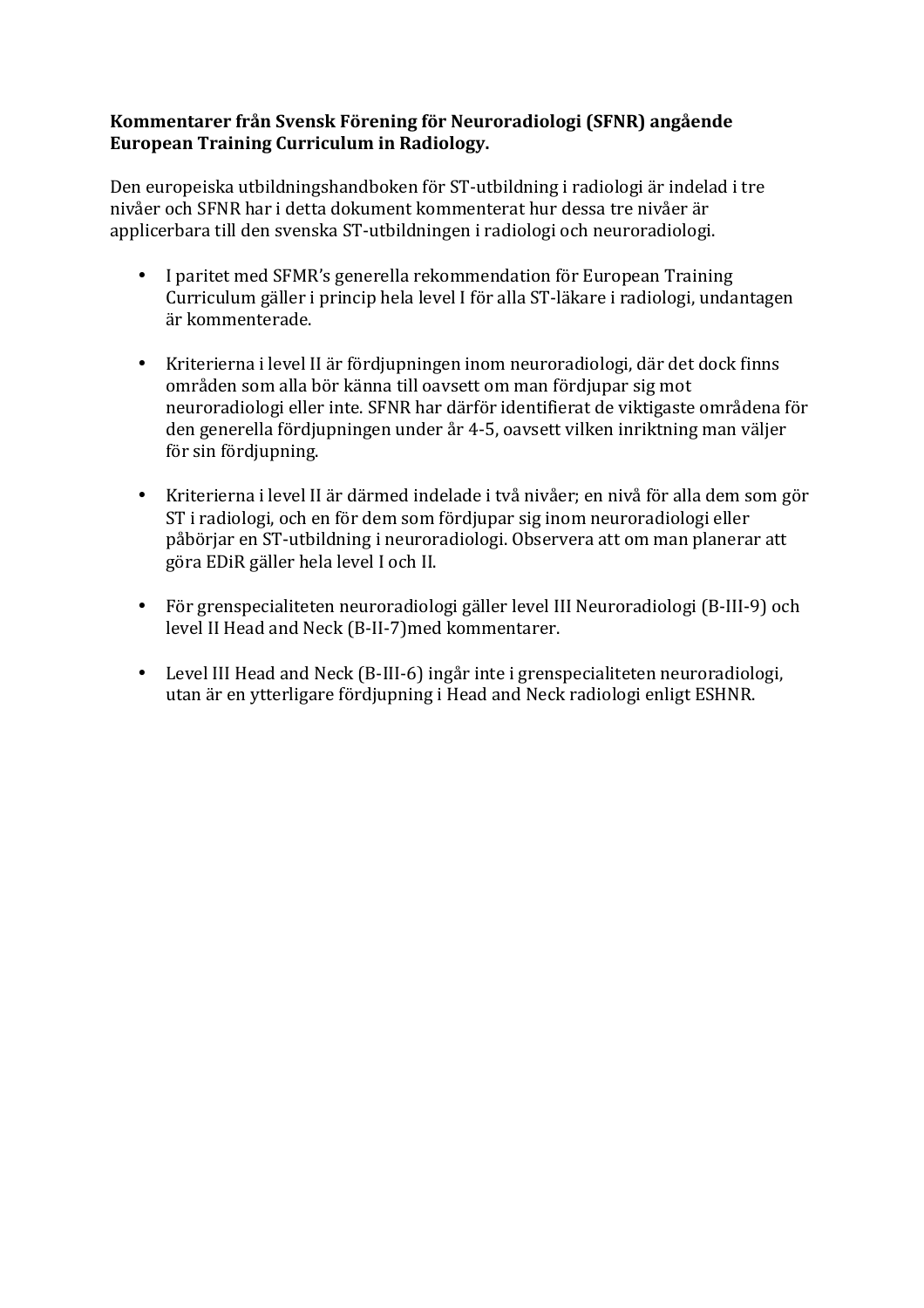**Kommentarer från Svensk Förening för Neuroradiologi (SFNR) angående European Training Curriculum in Radiology.**

Den europeiska utbildningshandboken för ST-utbildning i radiologi är indelad i tre nivåer och SFNR har i detta dokument kommenterat hur dessa tre nivåer är applicerbara till den svenska ST-utbildningen i radiologi och neuroradiologi.

- I paritet med SFMR's generella rekommendation för European Training Curriculum gäller i princip hela level I för alla ST-läkare i radiologi, undantagen är kommenterade.

- Kriterierna i level II är fördjupningen inom neuroradiologi, där det dock finns områden som alla bör känna till oavsett om man fördjupar sig mot neuroradiologi eller inte. SFNR har därför identifierat de viktigaste områdena för den generella fördjupningen under år 4-5, oavsett vilken inriktning man väljer för sin fördjupning.

- Kriterierna i level II är därmed indelade i två nivåer; en nivå för alla dem som gör ST i radiologi, och en för dem som fördjupar sig inom neuroradiologi eller påbörjar en ST-utbildning i neuroradiologi. Observera att om man planerar att göra EDiR gäller hela level I och II.

- För grenspecialiteten neuroradiologi gäller level III Neuroradiologi (B-III-9) och level II Head and Neck (B-II-7)med kommentarer.

- Level III Head and Neck (B-III-6) ingår inte i grenspecialiteten neuroradiologi, utan är en ytterligare fördjupning i Head and Neck radiologi enligt ESHNR.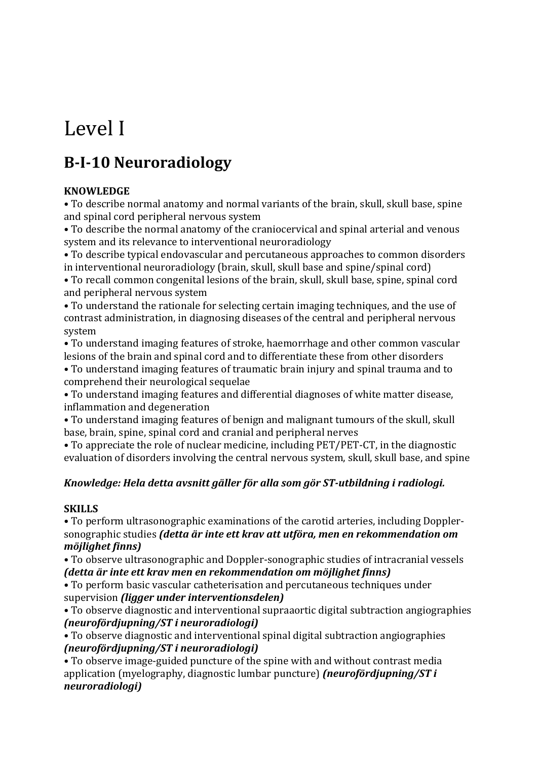# Level I

## B-I-10 Neuroradiology

**KNOWLEDGE**

• To describe normal anatomy and normal variants of the brain, skull, skull base, spine and spinal cord peripheral nervous system
• To describe the normal anatomy of the craniocervical and spinal arterial and venous system and its relevance to interventional neuroradiology
• To describe typical endovascular and percutaneous approaches to common disorders in interventional neuroradiology (brain, skull, skull base and spine/spinal cord)
• To recall common congenital lesions of the brain, skull, skull base, spine, spinal cord and peripheral nervous system
• To understand the rationale for selecting certain imaging techniques, and the use of contrast administration, in diagnosing diseases of the central and peripheral nervous system
• To understand imaging features of stroke, haemorrhage and other common vascular lesions of the brain and spinal cord and to differentiate these from other disorders
• To understand imaging features of traumatic brain injury and spinal trauma and to comprehend their neurological sequelae
• To understand imaging features and differential diagnoses of white matter disease, inflammation and degeneration
• To understand imaging features of benign and malignant tumours of the skull, skull base, brain, spine, spinal cord and cranial and peripheral nerves
• To appreciate the role of nuclear medicine, including PET/PET-CT, in the diagnostic evaluation of disorders involving the central nervous system, skull, skull base, and spine

***Knowledge: Hela detta avsnitt gäller för alla som gör ST-utbildning i radiologi.***

**SKILLS**

• To perform ultrasonographic examinations of the carotid arteries, including Doppler-sonographic studies ***(detta är inte ett krav att utföra, men en rekommendation om möjlighet finns)***
• To observe ultrasonographic and Doppler-sonographic studies of intracranial vessels ***(detta är inte ett krav men en rekommendation om möjlighet finns)***
• To perform basic vascular catheterisation and percutaneous techniques under supervision ***(ligger under interventionsdelen)***
• To observe diagnostic and interventional supraaortic digital subtraction angiographies ***(neurofördjupning/ST i neuroradiologi)***
• To observe diagnostic and interventional spinal digital subtraction angiographies ***(neurofördjupning/ST i neuroradiologi)***
• To observe image-guided puncture of the spine with and without contrast media application (myelography, diagnostic lumbar puncture) ***(neurofördjupning/ST i neuroradiologi)***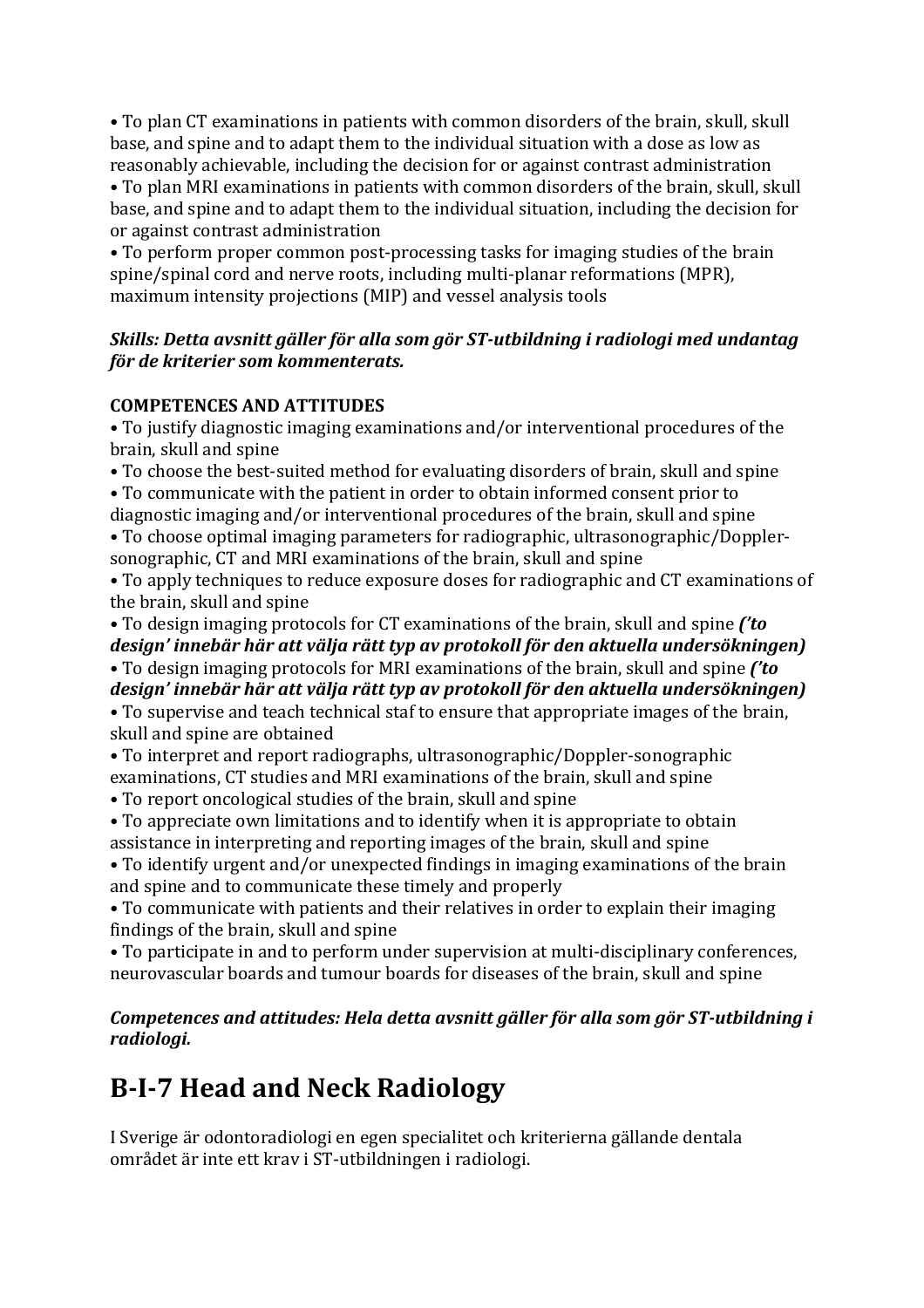• To plan CT examinations in patients with common disorders of the brain, skull, skull base, and spine and to adapt them to the individual situation with a dose as low as reasonably achievable, including the decision for or against contrast administration
• To plan MRI examinations in patients with common disorders of the brain, skull, skull base, and spine and to adapt them to the individual situation, including the decision for or against contrast administration
• To perform proper common post-processing tasks for imaging studies of the brain spine/spinal cord and nerve roots, including multi-planar reformations (MPR), maximum intensity projections (MIP) and vessel analysis tools

***Skills: Detta avsnitt gäller för alla som gör ST-utbildning i radiologi med undantag för de kriterier som kommenterats.***

**COMPETENCES AND ATTITUDES**

• To justify diagnostic imaging examinations and/or interventional procedures of the brain, skull and spine
• To choose the best-suited method for evaluating disorders of brain, skull and spine
• To communicate with the patient in order to obtain informed consent prior to diagnostic imaging and/or interventional procedures of the brain, skull and spine
• To choose optimal imaging parameters for radiographic, ultrasonographic/Doppler-sonographic, CT and MRI examinations of the brain, skull and spine
• To apply techniques to reduce exposure doses for radiographic and CT examinations of the brain, skull and spine
• To design imaging protocols for CT examinations of the brain, skull and spine ***('to design' innebär här att välja rätt typ av protokoll för den aktuella undersökningen)***
• To design imaging protocols for MRI examinations of the brain, skull and spine ***('to design' innebär här att välja rätt typ av protokoll för den aktuella undersökningen)***
• To supervise and teach technical staf to ensure that appropriate images of the brain, skull and spine are obtained
• To interpret and report radiographs, ultrasonographic/Doppler-sonographic examinations, CT studies and MRI examinations of the brain, skull and spine
• To report oncological studies of the brain, skull and spine
• To appreciate own limitations and to identify when it is appropriate to obtain assistance in interpreting and reporting images of the brain, skull and spine
• To identify urgent and/or unexpected findings in imaging examinations of the brain and spine and to communicate these timely and properly
• To communicate with patients and their relatives in order to explain their imaging findings of the brain, skull and spine
• To participate in and to perform under supervision at multi-disciplinary conferences, neurovascular boards and tumour boards for diseases of the brain, skull and spine

***Competences and attitudes: Hela detta avsnitt gäller för alla som gör ST-utbildning i radiologi.***

# B-I-7 Head and Neck Radiology

I Sverige är odontoradiologi en egen specialitet och kriterierna gällande dentala området är inte ett krav i ST-utbildningen i radiologi.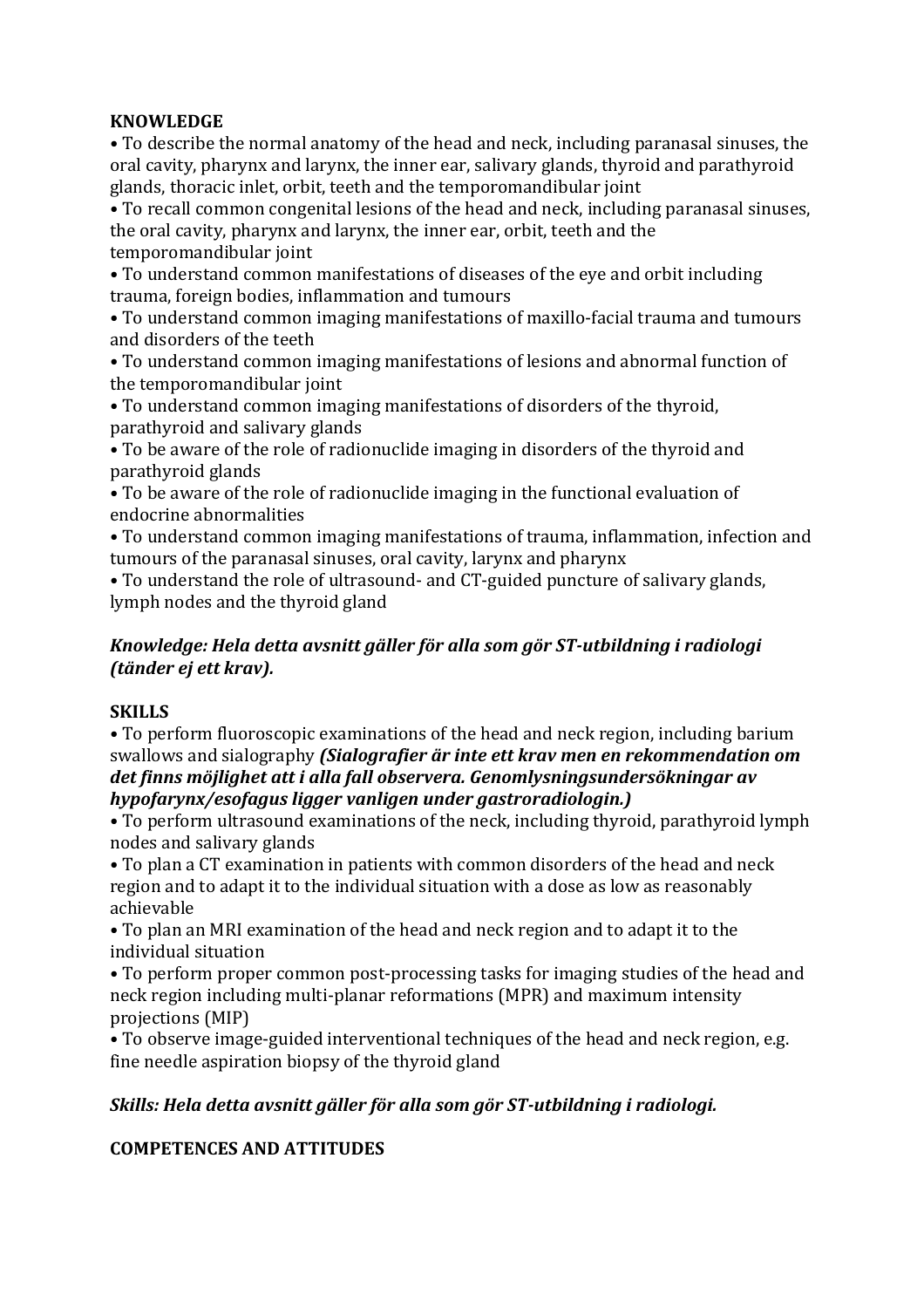**KNOWLEDGE**

- To describe the normal anatomy of the head and neck, including paranasal sinuses, the oral cavity, pharynx and larynx, the inner ear, salivary glands, thyroid and parathyroid glands, thoracic inlet, orbit, teeth and the temporomandibular joint
- To recall common congenital lesions of the head and neck, including paranasal sinuses, the oral cavity, pharynx and larynx, the inner ear, orbit, teeth and the temporomandibular joint
- To understand common manifestations of diseases of the eye and orbit including trauma, foreign bodies, inflammation and tumours
- To understand common imaging manifestations of maxillo-facial trauma and tumours and disorders of the teeth
- To understand common imaging manifestations of lesions and abnormal function of the temporomandibular joint
- To understand common imaging manifestations of disorders of the thyroid, parathyroid and salivary glands
- To be aware of the role of radionuclide imaging in disorders of the thyroid and parathyroid glands
- To be aware of the role of radionuclide imaging in the functional evaluation of endocrine abnormalities
- To understand common imaging manifestations of trauma, inflammation, infection and tumours of the paranasal sinuses, oral cavity, larynx and pharynx
- To understand the role of ultrasound- and CT-guided puncture of salivary glands, lymph nodes and the thyroid gland

***Knowledge: Hela detta avsnitt gäller för alla som gör ST-utbildning i radiologi (tänder ej ett krav).***

**SKILLS**

- To perform fluoroscopic examinations of the head and neck region, including barium swallows and sialography ***(Sialografier är inte ett krav men en rekommendation om det finns möjlighet att i alla fall observera. Genomlysningsundersökningar av hypofarynx/esofagus ligger vanligen under gastroradiologin.)***
- To perform ultrasound examinations of the neck, including thyroid, parathyroid lymph nodes and salivary glands
- To plan a CT examination in patients with common disorders of the head and neck region and to adapt it to the individual situation with a dose as low as reasonably achievable
- To plan an MRI examination of the head and neck region and to adapt it to the individual situation
- To perform proper common post-processing tasks for imaging studies of the head and neck region including multi-planar reformations (MPR) and maximum intensity projections (MIP)
- To observe image-guided interventional techniques of the head and neck region, e.g. fine needle aspiration biopsy of the thyroid gland

***Skills: Hela detta avsnitt gäller för alla som gör ST-utbildning i radiologi.***

**COMPETENCES AND ATTITUDES**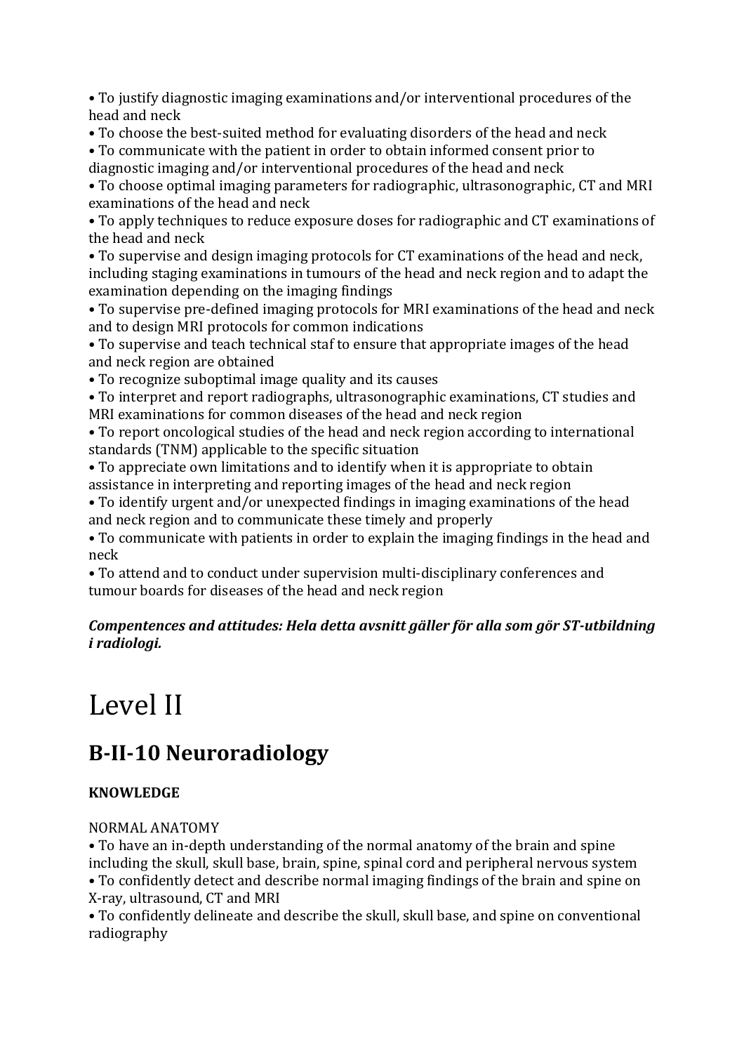- To justify diagnostic imaging examinations and/or interventional procedures of the head and neck
- To choose the best-suited method for evaluating disorders of the head and neck
- To communicate with the patient in order to obtain informed consent prior to diagnostic imaging and/or interventional procedures of the head and neck
- To choose optimal imaging parameters for radiographic, ultrasonographic, CT and MRI examinations of the head and neck
- To apply techniques to reduce exposure doses for radiographic and CT examinations of the head and neck
- To supervise and design imaging protocols for CT examinations of the head and neck, including staging examinations in tumours of the head and neck region and to adapt the examination depending on the imaging findings
- To supervise pre-defined imaging protocols for MRI examinations of the head and neck and to design MRI protocols for common indications
- To supervise and teach technical staf to ensure that appropriate images of the head and neck region are obtained
- To recognize suboptimal image quality and its causes
- To interpret and report radiographs, ultrasonographic examinations, CT studies and MRI examinations for common diseases of the head and neck region
- To report oncological studies of the head and neck region according to international standards (TNM) applicable to the specific situation
- To appreciate own limitations and to identify when it is appropriate to obtain assistance in interpreting and reporting images of the head and neck region
- To identify urgent and/or unexpected findings in imaging examinations of the head and neck region and to communicate these timely and properly
- To communicate with patients in order to explain the imaging findings in the head and neck
- To attend and to conduct under supervision multi-disciplinary conferences and tumour boards for diseases of the head and neck region

***Compentences and attitudes: Hela detta avsnitt gäller för alla som gör ST-utbildning i radiologi.***

# Level II

## B-II-10 Neuroradiology

**KNOWLEDGE**

NORMAL ANATOMY

- To have an in-depth understanding of the normal anatomy of the brain and spine including the skull, skull base, brain, spine, spinal cord and peripheral nervous system
- To confidently detect and describe normal imaging findings of the brain and spine on X-ray, ultrasound, CT and MRI
- To confidently delineate and describe the skull, skull base, and spine on conventional radiography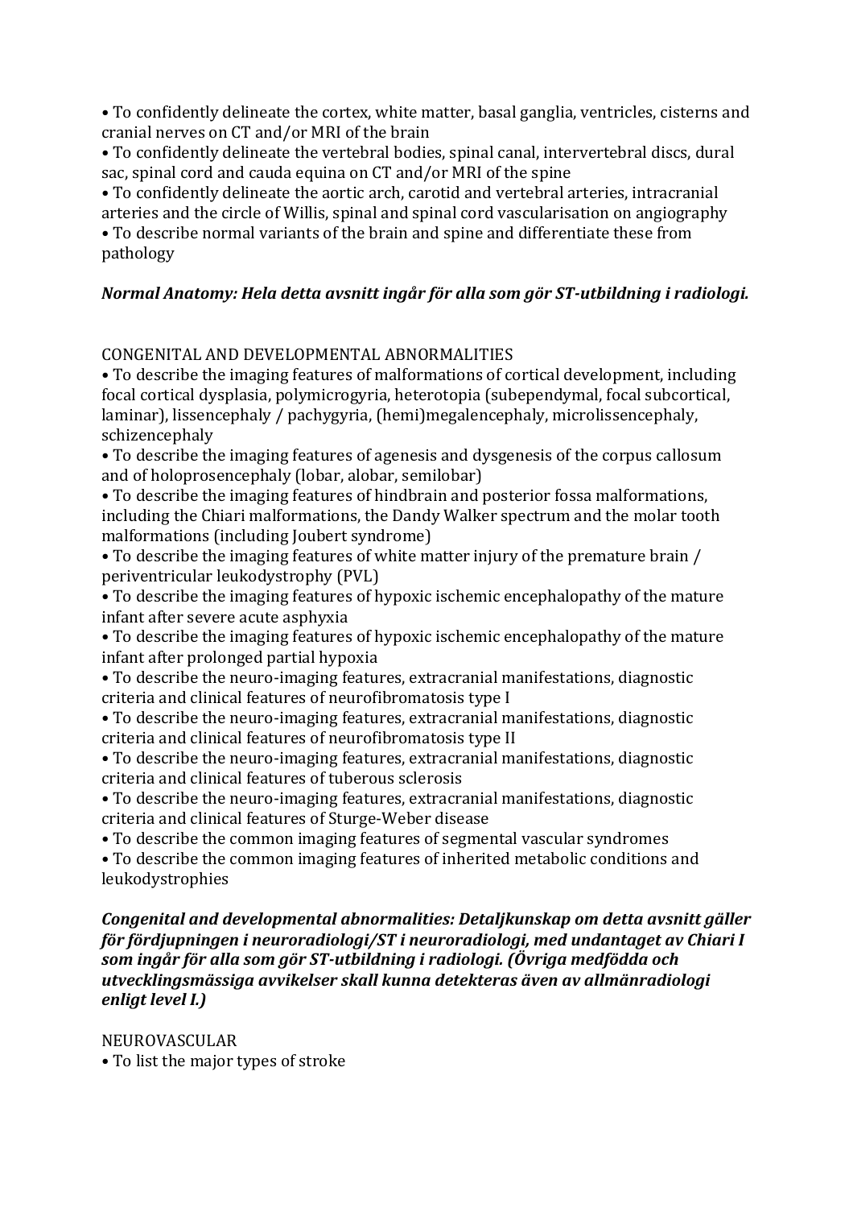- To confidently delineate the cortex, white matter, basal ganglia, ventricles, cisterns and cranial nerves on CT and/or MRI of the brain
- To confidently delineate the vertebral bodies, spinal canal, intervertebral discs, dural sac, spinal cord and cauda equina on CT and/or MRI of the spine
- To confidently delineate the aortic arch, carotid and vertebral arteries, intracranial arteries and the circle of Willis, spinal and spinal cord vascularisation on angiography
- To describe normal variants of the brain and spine and differentiate these from pathology

***Normal Anatomy: Hela detta avsnitt ingår för alla som gör ST-utbildning i radiologi.***

CONGENITAL AND DEVELOPMENTAL ABNORMALITIES

- To describe the imaging features of malformations of cortical development, including focal cortical dysplasia, polymicrogyria, heterotopia (subependymal, focal subcortical, laminar), lissencephaly / pachygyria, (hemi)megalencephaly, microlissencephaly, schizencephaly
- To describe the imaging features of agenesis and dysgenesis of the corpus callosum and of holoprosencephaly (lobar, alobar, semilobar)
- To describe the imaging features of hindbrain and posterior fossa malformations, including the Chiari malformations, the Dandy Walker spectrum and the molar tooth malformations (including Joubert syndrome)
- To describe the imaging features of white matter injury of the premature brain / periventricular leukodystrophy (PVL)
- To describe the imaging features of hypoxic ischemic encephalopathy of the mature infant after severe acute asphyxia
- To describe the imaging features of hypoxic ischemic encephalopathy of the mature infant after prolonged partial hypoxia
- To describe the neuro-imaging features, extracranial manifestations, diagnostic criteria and clinical features of neurofibromatosis type I
- To describe the neuro-imaging features, extracranial manifestations, diagnostic criteria and clinical features of neurofibromatosis type II
- To describe the neuro-imaging features, extracranial manifestations, diagnostic criteria and clinical features of tuberous sclerosis
- To describe the neuro-imaging features, extracranial manifestations, diagnostic criteria and clinical features of Sturge-Weber disease
- To describe the common imaging features of segmental vascular syndromes
- To describe the common imaging features of inherited metabolic conditions and leukodystrophies

***Congenital and developmental abnormalities: Detaljkunskap om detta avsnitt gäller för fördjupningen i neuroradiologi/ST i neuroradiologi, med undantaget av Chiari I som ingår för alla som gör ST-utbildning i radiologi. (Övriga medfödda och utvecklingsmässiga avvikelser skall kunna detekteras även av allmänradiologi enligt level I.)***

NEUROVASCULAR

- To list the major types of stroke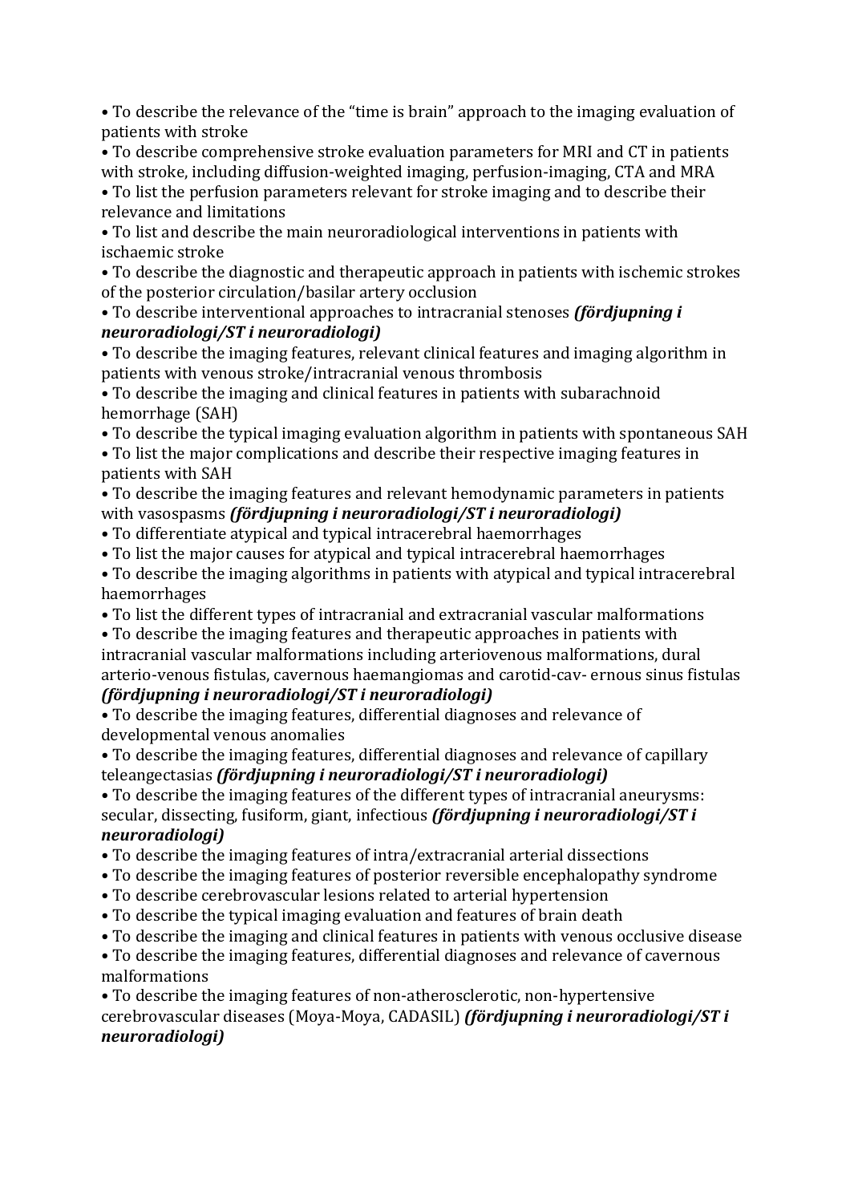- To describe the relevance of the "time is brain" approach to the imaging evaluation of patients with stroke
- To describe comprehensive stroke evaluation parameters for MRI and CT in patients with stroke, including diffusion-weighted imaging, perfusion-imaging, CTA and MRA
- To list the perfusion parameters relevant for stroke imaging and to describe their relevance and limitations
- To list and describe the main neuroradiological interventions in patients with ischaemic stroke
- To describe the diagnostic and therapeutic approach in patients with ischemic strokes of the posterior circulation/basilar artery occlusion
- To describe interventional approaches to intracranial stenoses ***(fördjupning i neuroradiologi/ST i neuroradiologi)***
- To describe the imaging features, relevant clinical features and imaging algorithm in patients with venous stroke/intracranial venous thrombosis
- To describe the imaging and clinical features in patients with subarachnoid hemorrhage (SAH)
- To describe the typical imaging evaluation algorithm in patients with spontaneous SAH
- To list the major complications and describe their respective imaging features in patients with SAH
- To describe the imaging features and relevant hemodynamic parameters in patients with vasospasms ***(fördjupning i neuroradiologi/ST i neuroradiologi)***
- To differentiate atypical and typical intracerebral haemorrhages
- To list the major causes for atypical and typical intracerebral haemorrhages
- To describe the imaging algorithms in patients with atypical and typical intracerebral haemorrhages
- To list the different types of intracranial and extracranial vascular malformations
- To describe the imaging features and therapeutic approaches in patients with intracranial vascular malformations including arteriovenous malformations, dural arterio-venous fistulas, cavernous haemangiomas and carotid-cav- ernous sinus fistulas ***(fördjupning i neuroradiologi/ST i neuroradiologi)***
- To describe the imaging features, differential diagnoses and relevance of developmental venous anomalies
- To describe the imaging features, differential diagnoses and relevance of capillary teleangectasias ***(fördjupning i neuroradiologi/ST i neuroradiologi)***
- To describe the imaging features of the different types of intracranial aneurysms: secular, dissecting, fusiform, giant, infectious ***(fördjupning i neuroradiologi/ST i neuroradiologi)***
- To describe the imaging features of intra/extracranial arterial dissections
- To describe the imaging features of posterior reversible encephalopathy syndrome
- To describe cerebrovascular lesions related to arterial hypertension
- To describe the typical imaging evaluation and features of brain death
- To describe the imaging and clinical features in patients with venous occlusive disease
- To describe the imaging features, differential diagnoses and relevance of cavernous malformations
- To describe the imaging features of non-atherosclerotic, non-hypertensive cerebrovascular diseases (Moya-Moya, CADASIL) ***(fördjupning i neuroradiologi/ST i neuroradiologi)***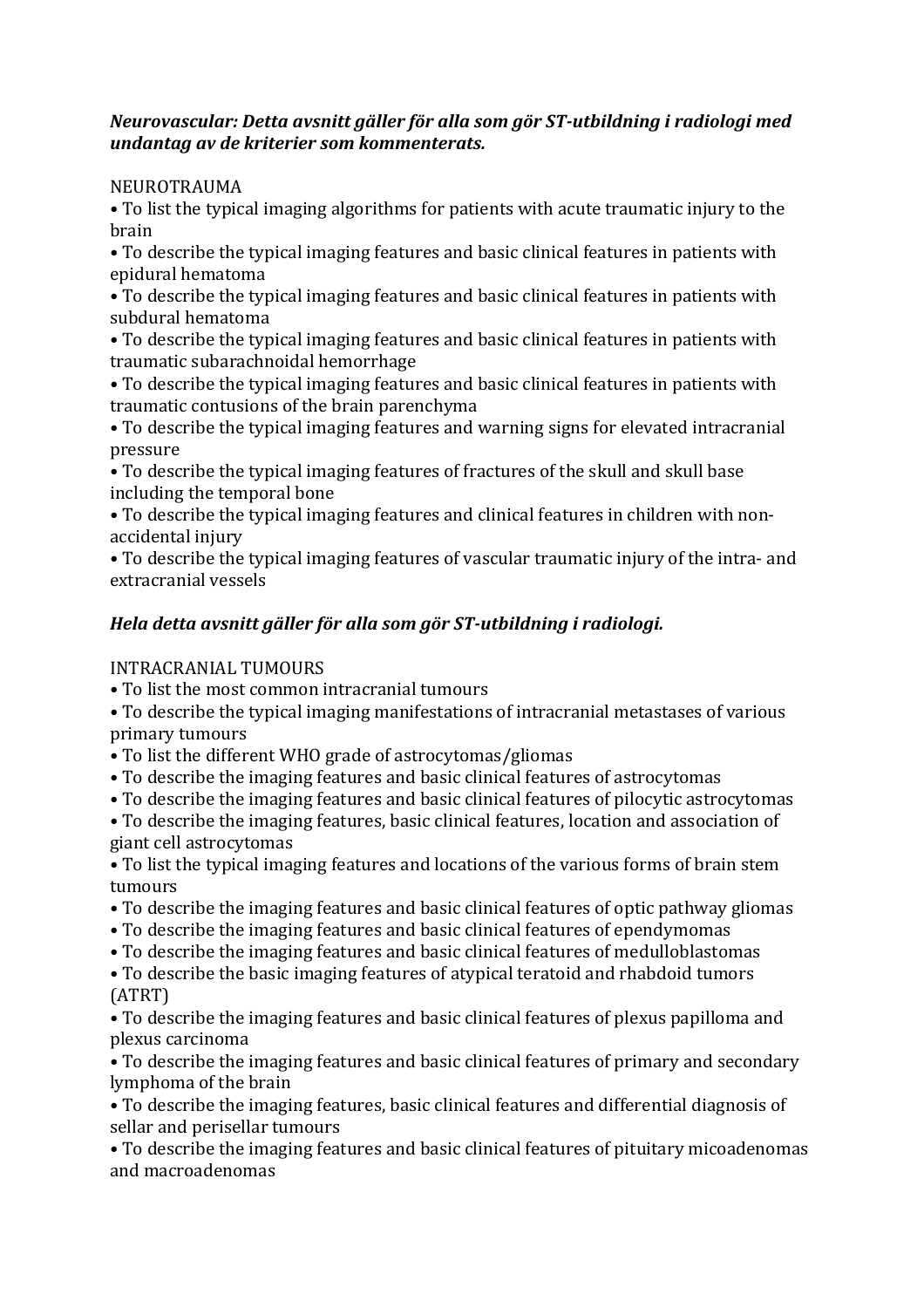***Neurovascular: Detta avsnitt gäller för alla som gör ST-utbildning i radiologi med undantag av de kriterier som kommenterats.***

NEUROTRAUMA

- To list the typical imaging algorithms for patients with acute traumatic injury to the brain
- To describe the typical imaging features and basic clinical features in patients with epidural hematoma
- To describe the typical imaging features and basic clinical features in patients with subdural hematoma
- To describe the typical imaging features and basic clinical features in patients with traumatic subarachnoidal hemorrhage
- To describe the typical imaging features and basic clinical features in patients with traumatic contusions of the brain parenchyma
- To describe the typical imaging features and warning signs for elevated intracranial pressure
- To describe the typical imaging features of fractures of the skull and skull base including the temporal bone
- To describe the typical imaging features and clinical features in children with non-accidental injury
- To describe the typical imaging features of vascular traumatic injury of the intra- and extracranial vessels

***Hela detta avsnitt gäller för alla som gör ST-utbildning i radiologi.***

INTRACRANIAL TUMOURS

- To list the most common intracranial tumours
- To describe the typical imaging manifestations of intracranial metastases of various primary tumours
- To list the different WHO grade of astrocytomas/gliomas
- To describe the imaging features and basic clinical features of astrocytomas
- To describe the imaging features and basic clinical features of pilocytic astrocytomas
- To describe the imaging features, basic clinical features, location and association of giant cell astrocytomas
- To list the typical imaging features and locations of the various forms of brain stem tumours
- To describe the imaging features and basic clinical features of optic pathway gliomas
- To describe the imaging features and basic clinical features of ependymomas
- To describe the imaging features and basic clinical features of medulloblastomas
- To describe the basic imaging features of atypical teratoid and rhabdoid tumors (ATRT)
- To describe the imaging features and basic clinical features of plexus papilloma and plexus carcinoma
- To describe the imaging features and basic clinical features of primary and secondary lymphoma of the brain
- To describe the imaging features, basic clinical features and differential diagnosis of sellar and perisellar tumours
- To describe the imaging features and basic clinical features of pituitary micoadenomas and macroadenomas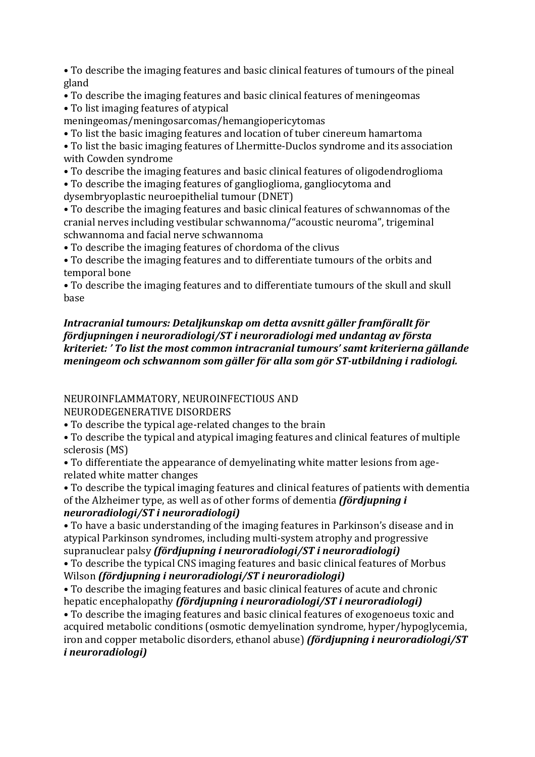- To describe the imaging features and basic clinical features of tumours of the pineal gland
- To describe the imaging features and basic clinical features of meningeomas
- To list imaging features of atypical meningeomas/meningosarcomas/hemangiopericytomas
- To list the basic imaging features and location of tuber cinereum hamartoma
- To list the basic imaging features of Lhermitte-Duclos syndrome and its association with Cowden syndrome
- To describe the imaging features and basic clinical features of oligodendroglioma
- To describe the imaging features of ganglioglioma, gangliocytoma and dysembryoplastic neuroepithelial tumour (DNET)
- To describe the imaging features and basic clinical features of schwannomas of the cranial nerves including vestibular schwannoma/"acoustic neuroma", trigeminal schwannoma and facial nerve schwannoma
- To describe the imaging features of chordoma of the clivus
- To describe the imaging features and to differentiate tumours of the orbits and temporal bone
- To describe the imaging features and to differentiate tumours of the skull and skull base

***Intracranial tumours: Detaljkunskap om detta avsnitt gäller framförallt för fördjupningen i neuroradiologi/ST i neuroradiologi med undantag av första kriteriet: ' To list the most common intracranial tumours' samt kriterierna gällande meningeom och schwannom som gäller för alla som gör ST-utbildning i radiologi.***

NEUROINFLAMMATORY, NEUROINFECTIOUS AND NEURODEGENERATIVE DISORDERS

- To describe the typical age-related changes to the brain
- To describe the typical and atypical imaging features and clinical features of multiple sclerosis (MS)
- To differentiate the appearance of demyelinating white matter lesions from age-related white matter changes
- To describe the typical imaging features and clinical features of patients with dementia of the Alzheimer type, as well as of other forms of dementia ***(fördjupning i neuroradiologi/ST i neuroradiologi)***
- To have a basic understanding of the imaging features in Parkinson's disease and in atypical Parkinson syndromes, including multi-system atrophy and progressive supranuclear palsy ***(fördjupning i neuroradiologi/ST i neuroradiologi)***
- To describe the typical CNS imaging features and basic clinical features of Morbus Wilson ***(fördjupning i neuroradiologi/ST i neuroradiologi)***
- To describe the imaging features and basic clinical features of acute and chronic hepatic encephalopathy ***(fördjupning i neuroradiologi/ST i neuroradiologi)***
- To describe the imaging features and basic clinical features of exogenoeus toxic and acquired metabolic conditions (osmotic demyelination syndrome, hyper/hypoglycemia, iron and copper metabolic disorders, ethanol abuse) ***(fördjupning i neuroradiologi/ST i neuroradiologi)***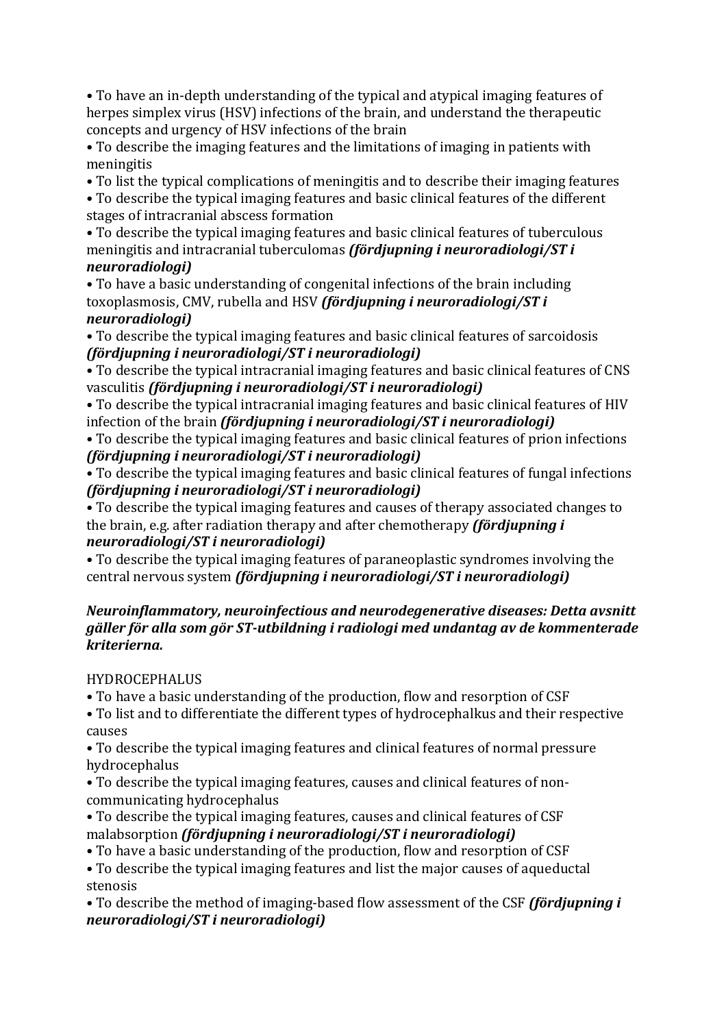• To have an in-depth understanding of the typical and atypical imaging features of herpes simplex virus (HSV) infections of the brain, and understand the therapeutic concepts and urgency of HSV infections of the brain

• To describe the imaging features and the limitations of imaging in patients with meningitis

• To list the typical complications of meningitis and to describe their imaging features

• To describe the typical imaging features and basic clinical features of the different stages of intracranial abscess formation

• To describe the typical imaging features and basic clinical features of tuberculous meningitis and intracranial tuberculomas ***(fördjupning i neuroradiologi/ST i neuroradiologi)***

• To have a basic understanding of congenital infections of the brain including toxoplasmosis, CMV, rubella and HSV ***(fördjupning i neuroradiologi/ST i neuroradiologi)***

• To describe the typical imaging features and basic clinical features of sarcoidosis ***(fördjupning i neuroradiologi/ST i neuroradiologi)***

• To describe the typical intracranial imaging features and basic clinical features of CNS vasculitis ***(fördjupning i neuroradiologi/ST i neuroradiologi)***

• To describe the typical intracranial imaging features and basic clinical features of HIV infection of the brain ***(fördjupning i neuroradiologi/ST i neuroradiologi)***

• To describe the typical imaging features and basic clinical features of prion infections ***(fördjupning i neuroradiologi/ST i neuroradiologi)***

• To describe the typical imaging features and basic clinical features of fungal infections ***(fördjupning i neuroradiologi/ST i neuroradiologi)***

• To describe the typical imaging features and causes of therapy associated changes to the brain, e.g. after radiation therapy and after chemotherapy ***(fördjupning i neuroradiologi/ST i neuroradiologi)***

• To describe the typical imaging features of paraneoplastic syndromes involving the central nervous system ***(fördjupning i neuroradiologi/ST i neuroradiologi)***

***Neuroinflammatory, neuroinfectious and neurodegenerative diseases: Detta avsnitt gäller för alla som gör ST-utbildning i radiologi med undantag av de kommenterade kriterierna.***

HYDROCEPHALUS

• To have a basic understanding of the production, flow and resorption of CSF

• To list and to differentiate the different types of hydrocephalkus and their respective causes

• To describe the typical imaging features and clinical features of normal pressure hydrocephalus

• To describe the typical imaging features, causes and clinical features of non-communicating hydrocephalus

• To describe the typical imaging features, causes and clinical features of CSF malabsorption ***(fördjupning i neuroradiologi/ST i neuroradiologi)***

• To have a basic understanding of the production, flow and resorption of CSF

• To describe the typical imaging features and list the major causes of aqueductal stenosis

• To describe the method of imaging-based flow assessment of the CSF ***(fördjupning i neuroradiologi/ST i neuroradiologi)***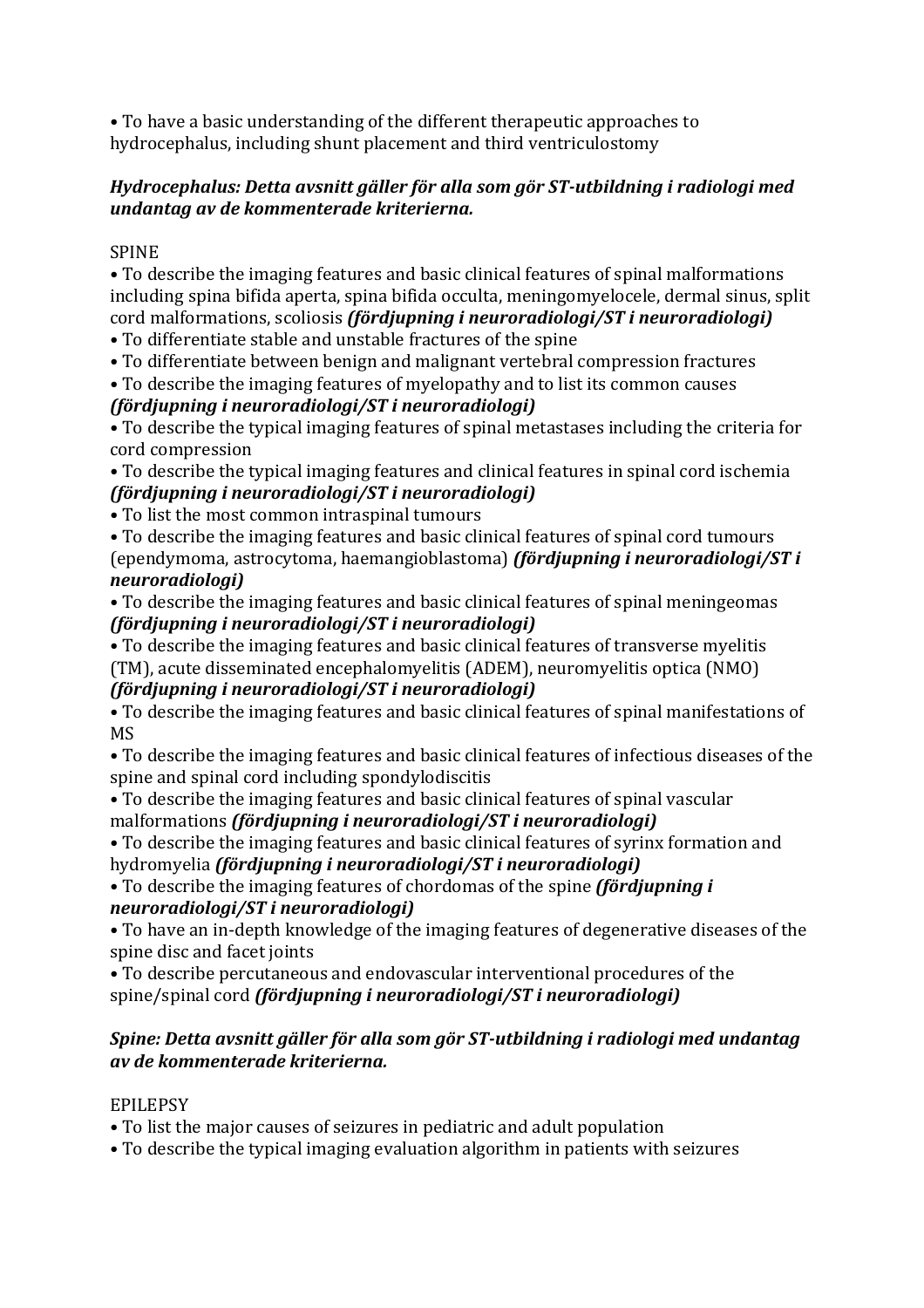• To have a basic understanding of the different therapeutic approaches to hydrocephalus, including shunt placement and third ventriculostomy

***Hydrocephalus: Detta avsnitt gäller för alla som gör ST-utbildning i radiologi med undantag av de kommenterade kriterierna.***

SPINE

• To describe the imaging features and basic clinical features of spinal malformations including spina bifida aperta, spina bifida occulta, meningomyelocele, dermal sinus, split cord malformations, scoliosis ***(fördjupning i neuroradiologi/ST i neuroradiologi)***
• To differentiate stable and unstable fractures of the spine
• To differentiate between benign and malignant vertebral compression fractures
• To describe the imaging features of myelopathy and to list its common causes ***(fördjupning i neuroradiologi/ST i neuroradiologi)***
• To describe the typical imaging features of spinal metastases including the criteria for cord compression
• To describe the typical imaging features and clinical features in spinal cord ischemia ***(fördjupning i neuroradiologi/ST i neuroradiologi)***
• To list the most common intraspinal tumours
• To describe the imaging features and basic clinical features of spinal cord tumours (ependymoma, astrocytoma, haemangioblastoma) ***(fördjupning i neuroradiologi/ST i neuroradiologi)***
• To describe the imaging features and basic clinical features of spinal meningeomas ***(fördjupning i neuroradiologi/ST i neuroradiologi)***
• To describe the imaging features and basic clinical features of transverse myelitis (TM), acute disseminated encephalomyelitis (ADEM), neuromyelitis optica (NMO) ***(fördjupning i neuroradiologi/ST i neuroradiologi)***
• To describe the imaging features and basic clinical features of spinal manifestations of MS
• To describe the imaging features and basic clinical features of infectious diseases of the spine and spinal cord including spondylodiscitis
• To describe the imaging features and basic clinical features of spinal vascular malformations ***(fördjupning i neuroradiologi/ST i neuroradiologi)***
• To describe the imaging features and basic clinical features of syrinx formation and hydromyelia ***(fördjupning i neuroradiologi/ST i neuroradiologi)***
• To describe the imaging features of chordomas of the spine ***(fördjupning i neuroradiologi/ST i neuroradiologi)***
• To have an in-depth knowledge of the imaging features of degenerative diseases of the spine disc and facet joints
• To describe percutaneous and endovascular interventional procedures of the spine/spinal cord ***(fördjupning i neuroradiologi/ST i neuroradiologi)***

***Spine: Detta avsnitt gäller för alla som gör ST-utbildning i radiologi med undantag av de kommenterade kriterierna.***

EPILEPSY

• To list the major causes of seizures in pediatric and adult population
• To describe the typical imaging evaluation algorithm in patients with seizures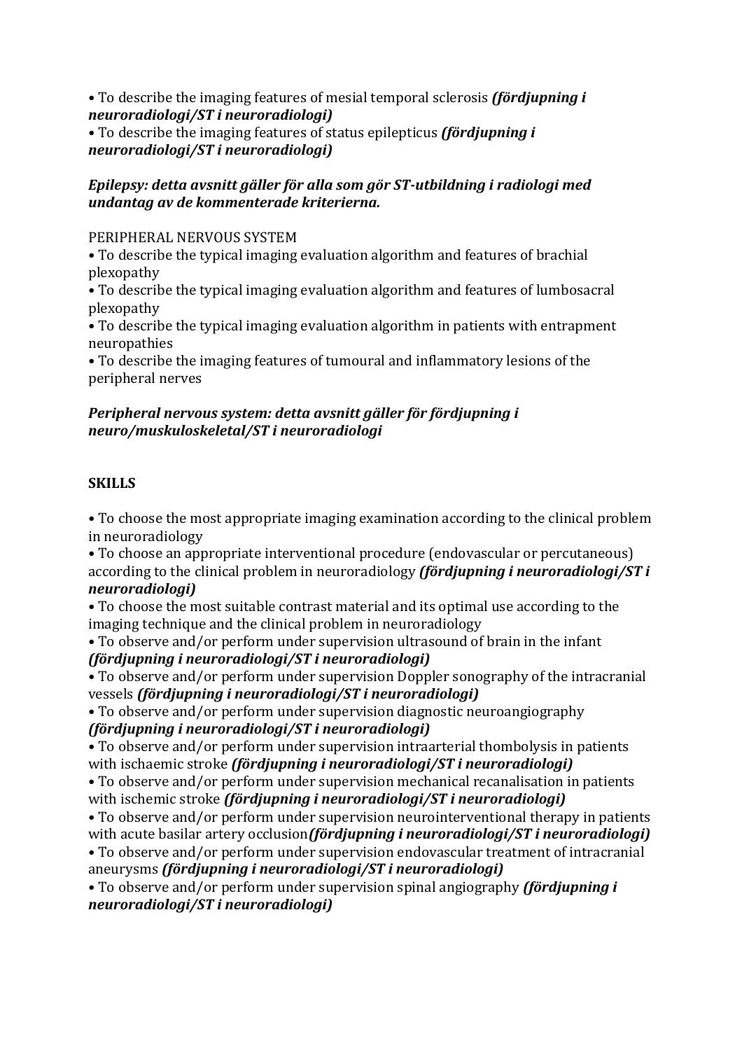• To describe the imaging features of mesial temporal sclerosis ***(fördjupning i neuroradiologi/ST i neuroradiologi)***
• To describe the imaging features of status epilepticus ***(fördjupning i neuroradiologi/ST i neuroradiologi)***

***Epilepsy: detta avsnitt gäller för alla som gör ST-utbildning i radiologi med undantag av de kommenterade kriterierna.***

PERIPHERAL NERVOUS SYSTEM
• To describe the typical imaging evaluation algorithm and features of brachial plexopathy
• To describe the typical imaging evaluation algorithm and features of lumbosacral plexopathy
• To describe the typical imaging evaluation algorithm in patients with entrapment neuropathies
• To describe the imaging features of tumoural and inflammatory lesions of the peripheral nerves

***Peripheral nervous system: detta avsnitt gäller för fördjupning i neuro/muskuloskeletal/ST i neuroradiologi***

**SKILLS**

• To choose the most appropriate imaging examination according to the clinical problem in neuroradiology
• To choose an appropriate interventional procedure (endovascular or percutaneous) according to the clinical problem in neuroradiology ***(fördjupning i neuroradiologi/ST i neuroradiologi)***
• To choose the most suitable contrast material and its optimal use according to the imaging technique and the clinical problem in neuroradiology
• To observe and/or perform under supervision ultrasound of brain in the infant ***(fördjupning i neuroradiologi/ST i neuroradiologi)***
• To observe and/or perform under supervision Doppler sonography of the intracranial vessels ***(fördjupning i neuroradiologi/ST i neuroradiologi)***
• To observe and/or perform under supervision diagnostic neuroangiography ***(fördjupning i neuroradiologi/ST i neuroradiologi)***
• To observe and/or perform under supervision intraarterial thrombolysis in patients with ischaemic stroke ***(fördjupning i neuroradiologi/ST i neuroradiologi)***
• To observe and/or perform under supervision mechanical recanalisation in patients with ischemic stroke ***(fördjupning i neuroradiologi/ST i neuroradiologi)***
• To observe and/or perform under supervision neurointerventional therapy in patients with acute basilar artery occlusion***(fördjupning i neuroradiologi/ST i neuroradiologi)***
• To observe and/or perform under supervision endovascular treatment of intracranial aneurysms ***(fördjupning i neuroradiologi/ST i neuroradiologi)***
• To observe and/or perform under supervision spinal angiography ***(fördjupning i neuroradiologi/ST i neuroradiologi)***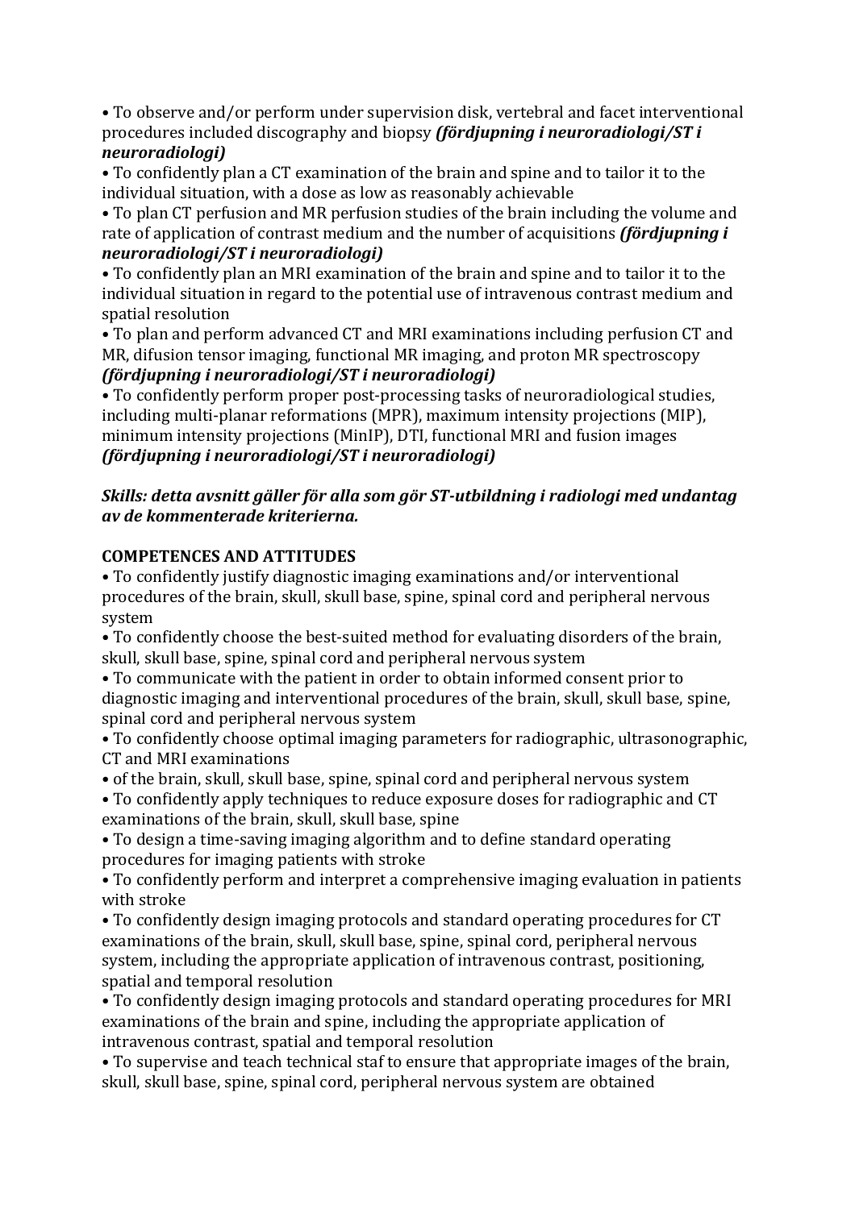- To observe and/or perform under supervision disk, vertebral and facet interventional procedures included discography and biopsy ***(fördjupning i neuroradiologi/ST i neuroradiologi)***
- To confidently plan a CT examination of the brain and spine and to tailor it to the individual situation, with a dose as low as reasonably achievable
- To plan CT perfusion and MR perfusion studies of the brain including the volume and rate of application of contrast medium and the number of acquisitions ***(fördjupning i neuroradiologi/ST i neuroradiologi)***
- To confidently plan an MRI examination of the brain and spine and to tailor it to the individual situation in regard to the potential use of intravenous contrast medium and spatial resolution
- To plan and perform advanced CT and MRI examinations including perfusion CT and MR, difusion tensor imaging, functional MR imaging, and proton MR spectroscopy ***(fördjupning i neuroradiologi/ST i neuroradiologi)***
- To confidently perform proper post-processing tasks of neuroradiological studies, including multi-planar reformations (MPR), maximum intensity projections (MIP), minimum intensity projections (MinIP), DTI, functional MRI and fusion images ***(fördjupning i neuroradiologi/ST i neuroradiologi)***

***Skills: detta avsnitt gäller för alla som gör ST-utbildning i radiologi med undantag av de kommenterade kriterierna.***

**COMPETENCES AND ATTITUDES**

- To confidently justify diagnostic imaging examinations and/or interventional procedures of the brain, skull, skull base, spine, spinal cord and peripheral nervous system
- To confidently choose the best-suited method for evaluating disorders of the brain, skull, skull base, spine, spinal cord and peripheral nervous system
- To communicate with the patient in order to obtain informed consent prior to diagnostic imaging and interventional procedures of the brain, skull, skull base, spine, spinal cord and peripheral nervous system
- To confidently choose optimal imaging parameters for radiographic, ultrasonographic, CT and MRI examinations
- of the brain, skull, skull base, spine, spinal cord and peripheral nervous system
- To confidently apply techniques to reduce exposure doses for radiographic and CT examinations of the brain, skull, skull base, spine
- To design a time-saving imaging algorithm and to define standard operating procedures for imaging patients with stroke
- To confidently perform and interpret a comprehensive imaging evaluation in patients with stroke
- To confidently design imaging protocols and standard operating procedures for CT examinations of the brain, skull, skull base, spine, spinal cord, peripheral nervous system, including the appropriate application of intravenous contrast, positioning, spatial and temporal resolution
- To confidently design imaging protocols and standard operating procedures for MRI examinations of the brain and spine, including the appropriate application of intravenous contrast, spatial and temporal resolution
- To supervise and teach technical staf to ensure that appropriate images of the brain, skull, skull base, spine, spinal cord, peripheral nervous system are obtained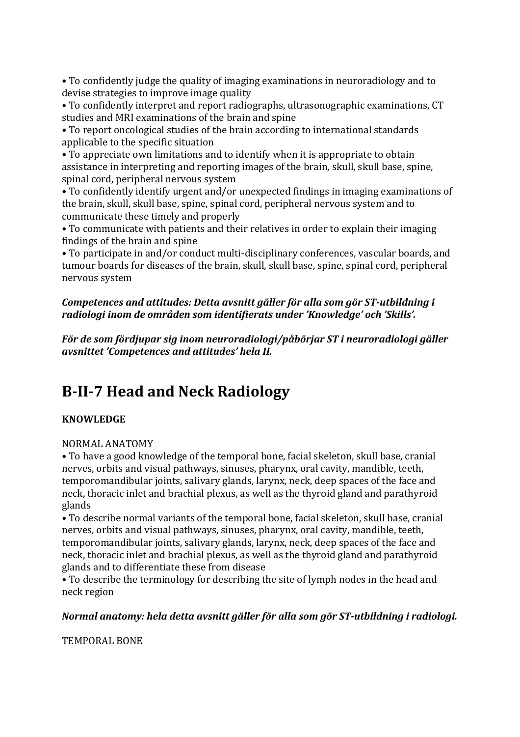- To confidently judge the quality of imaging examinations in neuroradiology and to devise strategies to improve image quality
- To confidently interpret and report radiographs, ultrasonographic examinations, CT studies and MRI examinations of the brain and spine
- To report oncological studies of the brain according to international standards applicable to the specific situation
- To appreciate own limitations and to identify when it is appropriate to obtain assistance in interpreting and reporting images of the brain, skull, skull base, spine, spinal cord, peripheral nervous system
- To confidently identify urgent and/or unexpected findings in imaging examinations of the brain, skull, skull base, spine, spinal cord, peripheral nervous system and to communicate these timely and properly
- To communicate with patients and their relatives in order to explain their imaging findings of the brain and spine
- To participate in and/or conduct multi-disciplinary conferences, vascular boards, and tumour boards for diseases of the brain, skull, skull base, spine, spinal cord, peripheral nervous system

***Competences and attitudes: Detta avsnitt gäller för alla som gör ST-utbildning i radiologi inom de områden som identifierats under 'Knowledge' och 'Skills'.***

***För de som fördjupar sig inom neuroradiologi/påbörjar ST i neuroradiologi gäller avsnittet 'Competences and attitudes' hela II.***

# B-II-7 Head and Neck Radiology

**KNOWLEDGE**

NORMAL ANATOMY

- To have a good knowledge of the temporal bone, facial skeleton, skull base, cranial nerves, orbits and visual pathways, sinuses, pharynx, oral cavity, mandible, teeth, temporomandibular joints, salivary glands, larynx, neck, deep spaces of the face and neck, thoracic inlet and brachial plexus, as well as the thyroid gland and parathyroid glands
- To describe normal variants of the temporal bone, facial skeleton, skull base, cranial nerves, orbits and visual pathways, sinuses, pharynx, oral cavity, mandible, teeth, temporomandibular joints, salivary glands, larynx, neck, deep spaces of the face and neck, thoracic inlet and brachial plexus, as well as the thyroid gland and parathyroid glands and to differentiate these from disease
- To describe the terminology for describing the site of lymph nodes in the head and neck region

***Normal anatomy: hela detta avsnitt gäller för alla som gör ST-utbildning i radiologi.***

TEMPORAL BONE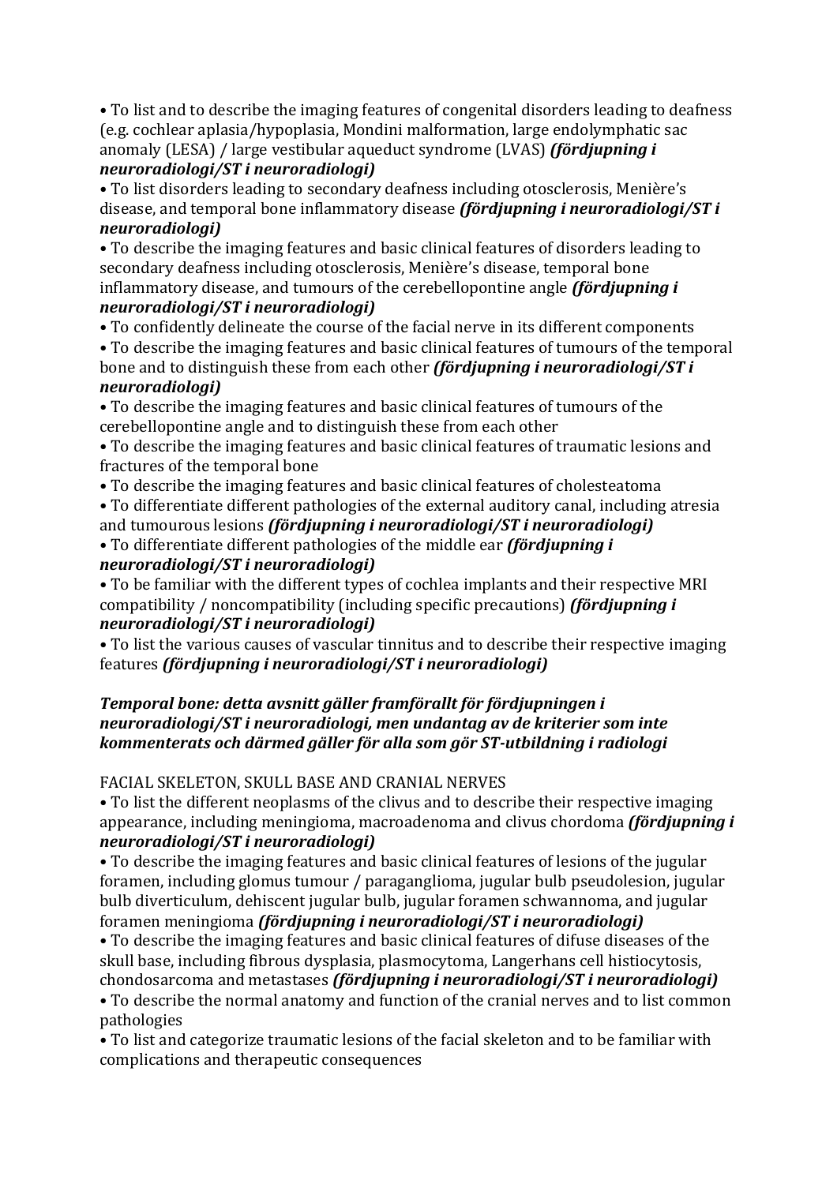- To list and to describe the imaging features of congenital disorders leading to deafness (e.g. cochlear aplasia/hypoplasia, Mondini malformation, large endolymphatic sac anomaly (LESA) / large vestibular aqueduct syndrome (LVAS) ***(fördjupning i neuroradiologi/ST i neuroradiologi)***
- To list disorders leading to secondary deafness including otosclerosis, Menière's disease, and temporal bone inflammatory disease ***(fördjupning i neuroradiologi/ST i neuroradiologi)***
- To describe the imaging features and basic clinical features of disorders leading to secondary deafness including otosclerosis, Menière's disease, temporal bone inflammatory disease, and tumours of the cerebellopontine angle ***(fördjupning i neuroradiologi/ST i neuroradiologi)***
- To confidently delineate the course of the facial nerve in its different components
- To describe the imaging features and basic clinical features of tumours of the temporal bone and to distinguish these from each other ***(fördjupning i neuroradiologi/ST i neuroradiologi)***
- To describe the imaging features and basic clinical features of tumours of the cerebellopontine angle and to distinguish these from each other
- To describe the imaging features and basic clinical features of traumatic lesions and fractures of the temporal bone
- To describe the imaging features and basic clinical features of cholesteatoma
- To differentiate different pathologies of the external auditory canal, including atresia and tumourous lesions ***(fördjupning i neuroradiologi/ST i neuroradiologi)***
- To differentiate different pathologies of the middle ear ***(fördjupning i neuroradiologi/ST i neuroradiologi)***
- To be familiar with the different types of cochlea implants and their respective MRI compatibility / noncompatibility (including specific precautions) ***(fördjupning i neuroradiologi/ST i neuroradiologi)***
- To list the various causes of vascular tinnitus and to describe their respective imaging features ***(fördjupning i neuroradiologi/ST i neuroradiologi)***

***Temporal bone: detta avsnitt gäller framförallt för fördjupningen i neuroradiologi/ST i neuroradiologi, men undantag av de kriterier som inte kommenterats och därmed gäller för alla som gör ST-utbildning i radiologi***

FACIAL SKELETON, SKULL BASE AND CRANIAL NERVES

- To list the different neoplasms of the clivus and to describe their respective imaging appearance, including meningioma, macroadenoma and clivus chordoma ***(fördjupning i neuroradiologi/ST i neuroradiologi)***
- To describe the imaging features and basic clinical features of lesions of the jugular foramen, including glomus tumour / paraganglioma, jugular bulb pseudolesion, jugular bulb diverticulum, dehiscent jugular bulb, jugular foramen schwannoma, and jugular foramen meningioma ***(fördjupning i neuroradiologi/ST i neuroradiologi)***
- To describe the imaging features and basic clinical features of difuse diseases of the skull base, including fibrous dysplasia, plasmocytoma, Langerhans cell histiocytosis, chondosarcoma and metastases ***(fördjupning i neuroradiologi/ST i neuroradiologi)***
- To describe the normal anatomy and function of the cranial nerves and to list common pathologies
- To list and categorize traumatic lesions of the facial skeleton and to be familiar with complications and therapeutic consequences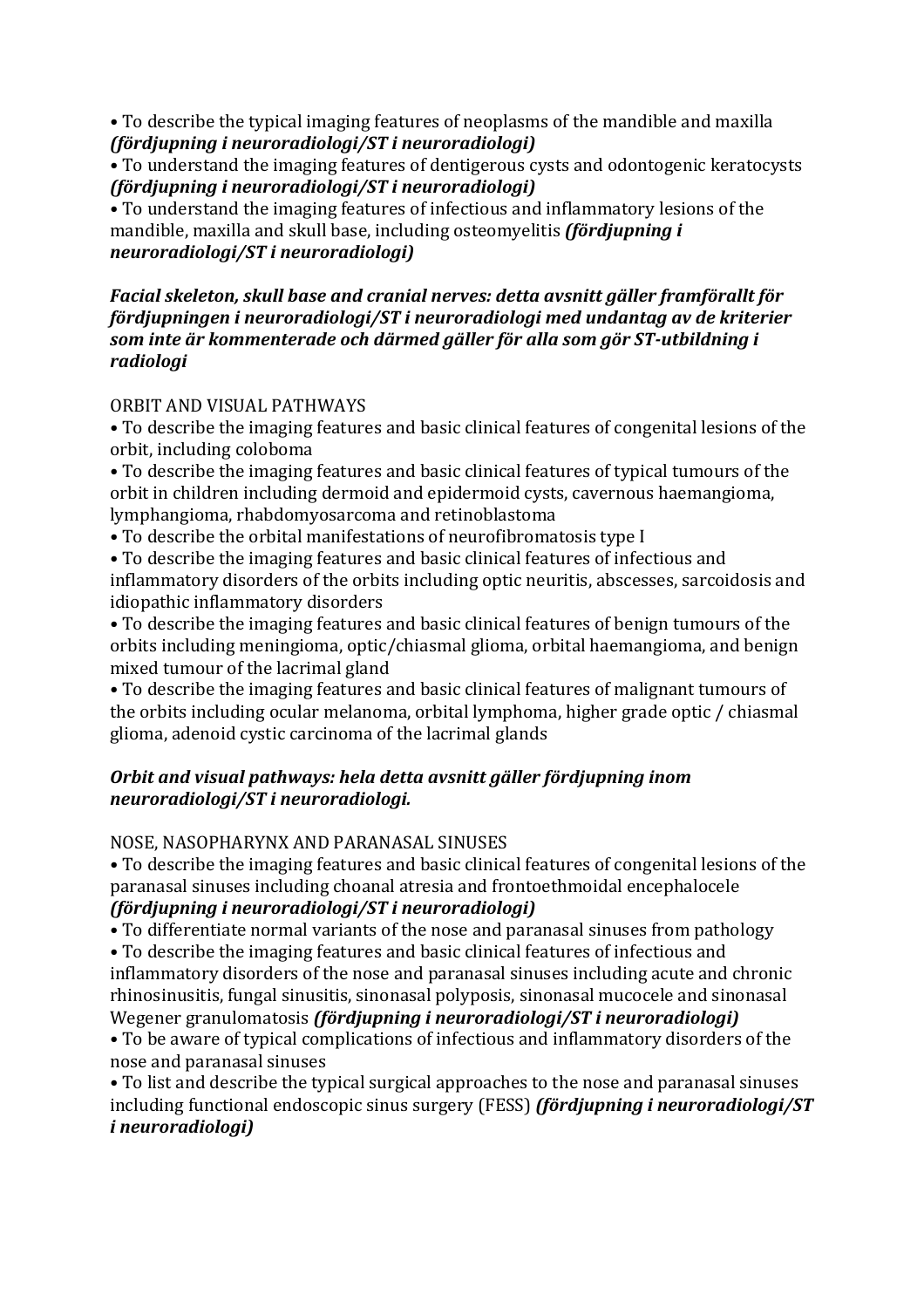• To describe the typical imaging features of neoplasms of the mandible and maxilla ***(fördjupning i neuroradiologi/ST i neuroradiologi)***

• To understand the imaging features of dentigerous cysts and odontogenic keratocysts ***(fördjupning i neuroradiologi/ST i neuroradiologi)***

• To understand the imaging features of infectious and inflammatory lesions of the mandible, maxilla and skull base, including osteomyelitis ***(fördjupning i neuroradiologi/ST i neuroradiologi)***

***Facial skeleton, skull base and cranial nerves: detta avsnitt gäller framförallt för fördjupningen i neuroradiologi/ST i neuroradiologi med undantag av de kriterier som inte är kommenterade och därmed gäller för alla som gör ST-utbildning i radiologi***

ORBIT AND VISUAL PATHWAYS

• To describe the imaging features and basic clinical features of congenital lesions of the orbit, including coloboma

• To describe the imaging features and basic clinical features of typical tumours of the orbit in children including dermoid and epidermoid cysts, cavernous haemangioma, lymphangioma, rhabdomyosarcoma and retinoblastoma

• To describe the orbital manifestations of neurofibromatosis type I

• To describe the imaging features and basic clinical features of infectious and inflammatory disorders of the orbits including optic neuritis, abscesses, sarcoidosis and idiopathic inflammatory disorders

• To describe the imaging features and basic clinical features of benign tumours of the orbits including meningioma, optic/chiasmal glioma, orbital haemangioma, and benign mixed tumour of the lacrimal gland

• To describe the imaging features and basic clinical features of malignant tumours of the orbits including ocular melanoma, orbital lymphoma, higher grade optic / chiasmal glioma, adenoid cystic carcinoma of the lacrimal glands

***Orbit and visual pathways: hela detta avsnitt gäller fördjupning inom neuroradiologi/ST i neuroradiologi.***

NOSE, NASOPHARYNX AND PARANASAL SINUSES

• To describe the imaging features and basic clinical features of congenital lesions of the paranasal sinuses including choanal atresia and frontoethmoidal encephalocele ***(fördjupning i neuroradiologi/ST i neuroradiologi)***

• To differentiate normal variants of the nose and paranasal sinuses from pathology

• To describe the imaging features and basic clinical features of infectious and inflammatory disorders of the nose and paranasal sinuses including acute and chronic rhinosinusitis, fungal sinusitis, sinonasal polyposis, sinonasal mucocele and sinonasal Wegener granulomatosis ***(fördjupning i neuroradiologi/ST i neuroradiologi)***

• To be aware of typical complications of infectious and inflammatory disorders of the nose and paranasal sinuses

• To list and describe the typical surgical approaches to the nose and paranasal sinuses including functional endoscopic sinus surgery (FESS) ***(fördjupning i neuroradiologi/ST i neuroradiologi)***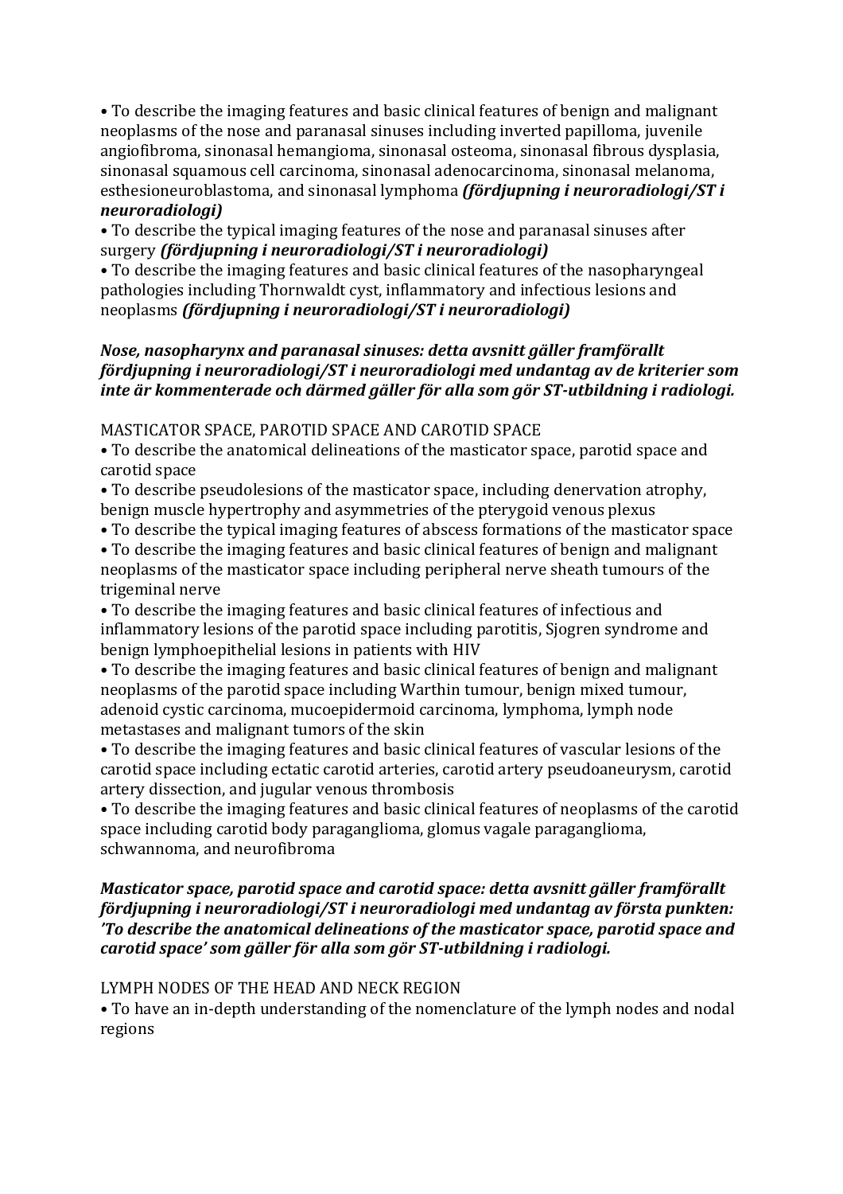• To describe the imaging features and basic clinical features of benign and malignant neoplasms of the nose and paranasal sinuses including inverted papilloma, juvenile angiofibroma, sinonasal hemangioma, sinonasal osteoma, sinonasal fibrous dysplasia, sinonasal squamous cell carcinoma, sinonasal adenocarcinoma, sinonasal melanoma, esthesioneuroblastoma, and sinonasal lymphoma ***(fördjupning i neuroradiologi/ST i neuroradiologi)***
• To describe the typical imaging features of the nose and paranasal sinuses after surgery ***(fördjupning i neuroradiologi/ST i neuroradiologi)***
• To describe the imaging features and basic clinical features of the nasopharyngeal pathologies including Thornwaldt cyst, inflammatory and infectious lesions and neoplasms ***(fördjupning i neuroradiologi/ST i neuroradiologi)***

***Nose, nasopharynx and paranasal sinuses: detta avsnitt gäller framförallt fördjupning i neuroradiologi/ST i neuroradiologi med undantag av de kriterier som inte är kommenterade och därmed gäller för alla som gör ST-utbildning i radiologi.***

MASTICATOR SPACE, PAROTID SPACE AND CAROTID SPACE
• To describe the anatomical delineations of the masticator space, parotid space and carotid space
• To describe pseudolesions of the masticator space, including denervation atrophy, benign muscle hypertrophy and asymmetries of the pterygoid venous plexus
• To describe the typical imaging features of abscess formations of the masticator space
• To describe the imaging features and basic clinical features of benign and malignant neoplasms of the masticator space including peripheral nerve sheath tumours of the trigeminal nerve
• To describe the imaging features and basic clinical features of infectious and inflammatory lesions of the parotid space including parotitis, Sjogren syndrome and benign lymphoepithelial lesions in patients with HIV
• To describe the imaging features and basic clinical features of benign and malignant neoplasms of the parotid space including Warthin tumour, benign mixed tumour, adenoid cystic carcinoma, mucoepidermoid carcinoma, lymphoma, lymph node metastases and malignant tumors of the skin
• To describe the imaging features and basic clinical features of vascular lesions of the carotid space including ectatic carotid arteries, carotid artery pseudoaneurysm, carotid artery dissection, and jugular venous thrombosis
• To describe the imaging features and basic clinical features of neoplasms of the carotid space including carotid body paraganglioma, glomus vagale paraganglioma, schwannoma, and neurofibroma

***Masticator space, parotid space and carotid space: detta avsnitt gäller framförallt fördjupning i neuroradiologi/ST i neuroradiologi med undantag av första punkten: 'To describe the anatomical delineations of the masticator space, parotid space and carotid space' som gäller för alla som gör ST-utbildning i radiologi.***

LYMPH NODES OF THE HEAD AND NECK REGION
• To have an in-depth understanding of the nomenclature of the lymph nodes and nodal regions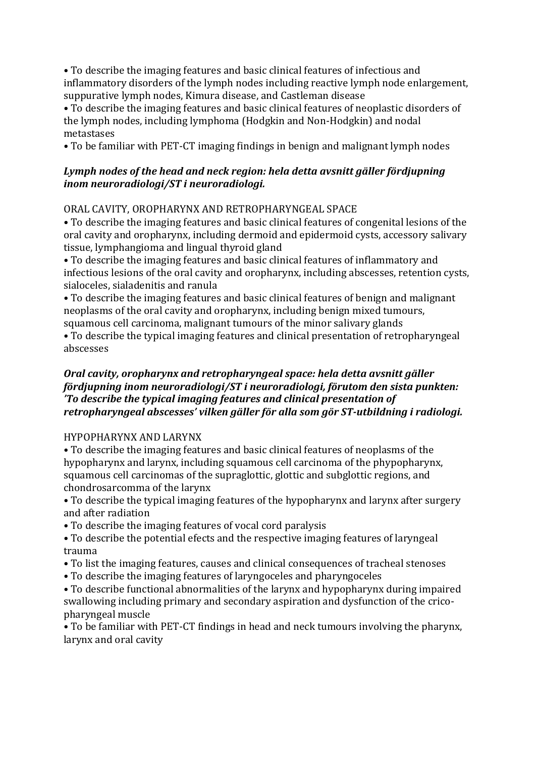- To describe the imaging features and basic clinical features of infectious and inflammatory disorders of the lymph nodes including reactive lymph node enlargement, suppurative lymph nodes, Kimura disease, and Castleman disease
- To describe the imaging features and basic clinical features of neoplastic disorders of the lymph nodes, including lymphoma (Hodgkin and Non-Hodgkin) and nodal metastases
- To be familiar with PET-CT imaging findings in benign and malignant lymph nodes

***Lymph nodes of the head and neck region: hela detta avsnitt gäller fördjupning inom neuroradiologi/ST i neuroradiologi.***

ORAL CAVITY, OROPHARYNX AND RETROPHARYNGEAL SPACE

- To describe the imaging features and basic clinical features of congenital lesions of the oral cavity and oropharynx, including dermoid and epidermoid cysts, accessory salivary tissue, lymphangioma and lingual thyroid gland
- To describe the imaging features and basic clinical features of inflammatory and infectious lesions of the oral cavity and oropharynx, including abscesses, retention cysts, sialoceles, sialadenitis and ranula
- To describe the imaging features and basic clinical features of benign and malignant neoplasms of the oral cavity and oropharynx, including benign mixed tumours, squamous cell carcinoma, malignant tumours of the minor salivary glands
- To describe the typical imaging features and clinical presentation of retropharyngeal abscesses

***Oral cavity, oropharynx and retropharyngeal space: hela detta avsnitt gäller fördjupning inom neuroradiologi/ST i neuroradiologi, förutom den sista punkten: 'To describe the typical imaging features and clinical presentation of retropharyngeal abscesses' vilken gäller för alla som gör ST-utbildning i radiologi.***

HYPOPHARYNX AND LARYNX

- To describe the imaging features and basic clinical features of neoplasms of the hypopharynx and larynx, including squamous cell carcinoma of the phypopharynx, squamous cell carcinomas of the supraglottic, glottic and subglottic regions, and chondrosarcomma of the larynx
- To describe the typical imaging features of the hypopharynx and larynx after surgery and after radiation
- To describe the imaging features of vocal cord paralysis
- To describe the potential efects and the respective imaging features of laryngeal trauma
- To list the imaging features, causes and clinical consequences of tracheal stenoses
- To describe the imaging features of laryngoceles and pharyngoceles
- To describe functional abnormalities of the larynx and hypopharynx during impaired swallowing including primary and secondary aspiration and dysfunction of the crico-pharyngeal muscle
- To be familiar with PET-CT findings in head and neck tumours involving the pharynx, larynx and oral cavity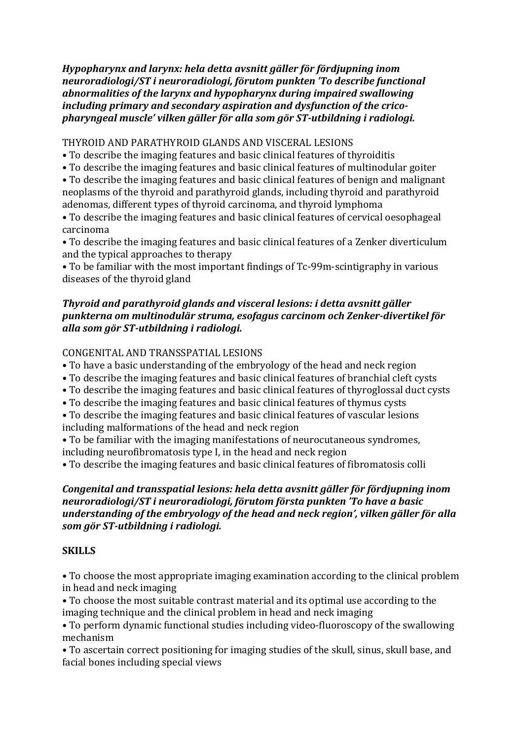***Hypopharynx and larynx: hela detta avsnitt gäller för fördjupning inom neuroradiologi/ST i neuroradiologi, förutom punkten 'To describe functional abnormalities of the larynx and hypopharynx during impaired swallowing including primary and secondary aspiration and dysfunction of the crico-pharyngeal muscle' vilken gäller för alla som gör ST-utbildning i radiologi.***

THYROID AND PARATHYROID GLANDS AND VISCERAL LESIONS

- To describe the imaging features and basic clinical features of thyroiditis
- To describe the imaging features and basic clinical features of multinodular goiter
- To describe the imaging features and basic clinical features of benign and malignant neoplasms of the thyroid and parathyroid glands, including thyroid and parathyroid adenomas, different types of thyroid carcinoma, and thyroid lymphoma
- To describe the imaging features and basic clinical features of cervical oesophageal carcinoma
- To describe the imaging features and basic clinical features of a Zenker diverticulum and the typical approaches to therapy
- To be familiar with the most important findings of Tc-99m-scintigraphy in various diseases of the thyroid gland

***Thyroid and parathyroid glands and visceral lesions: i detta avsnitt gäller punkterna om multinodulär struma, esofagus carcinom och Zenker-divertikel för alla som gör ST-utbildning i radiologi.***

CONGENITAL AND TRANSSPATIAL LESIONS

- To have a basic understanding of the embryology of the head and neck region
- To describe the imaging features and basic clinical features of branchial cleft cysts
- To describe the imaging features and basic clinical features of thyroglossal duct cysts
- To describe the imaging features and basic clinical features of thymus cysts
- To describe the imaging features and basic clinical features of vascular lesions including malformations of the head and neck region
- To be familiar with the imaging manifestations of neurocutaneous syndromes, including neurofibromatosis type I, in the head and neck region
- To describe the imaging features and basic clinical features of fibromatosis colli

***Congenital and transspatial lesions: hela detta avsnitt gäller för fördjupning inom neuroradiologi/ST i neuroradiologi, förutom första punkten 'To have a basic understanding of the embryology of the head and neck region', vilken gäller för alla som gör ST-utbildning i radiologi.***

**SKILLS**

- To choose the most appropriate imaging examination according to the clinical problem in head and neck imaging
- To choose the most suitable contrast material and its optimal use according to the imaging technique and the clinical problem in head and neck imaging
- To perform dynamic functional studies including video-fluoroscopy of the swallowing mechanism
- To ascertain correct positioning for imaging studies of the skull, sinus, skull base, and facial bones including special views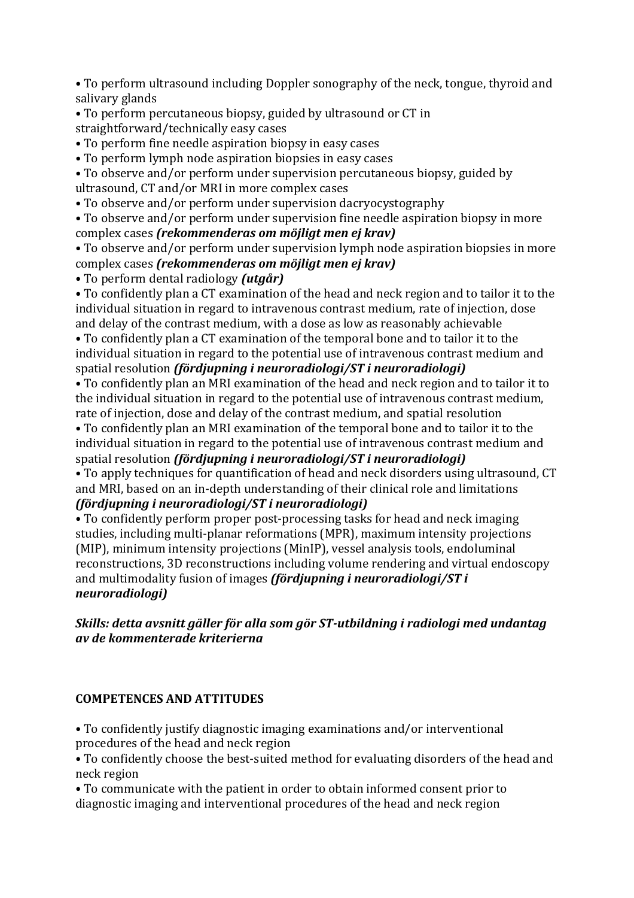- To perform ultrasound including Doppler sonography of the neck, tongue, thyroid and salivary glands
- To perform percutaneous biopsy, guided by ultrasound or CT in straightforward/technically easy cases
- To perform fine needle aspiration biopsy in easy cases
- To perform lymph node aspiration biopsies in easy cases
- To observe and/or perform under supervision percutaneous biopsy, guided by ultrasound, CT and/or MRI in more complex cases
- To observe and/or perform under supervision dacryocystography
- To observe and/or perform under supervision fine needle aspiration biopsy in more complex cases ***(rekommenderas om möjligt men ej krav)***
- To observe and/or perform under supervision lymph node aspiration biopsies in more complex cases ***(rekommenderas om möjligt men ej krav)***
- To perform dental radiology ***(utgår)***
- To confidently plan a CT examination of the head and neck region and to tailor it to the individual situation in regard to intravenous contrast medium, rate of injection, dose and delay of the contrast medium, with a dose as low as reasonably achievable
- To confidently plan a CT examination of the temporal bone and to tailor it to the individual situation in regard to the potential use of intravenous contrast medium and spatial resolution ***(fördjupning i neuroradiologi/ST i neuroradiologi)***
- To confidently plan an MRI examination of the head and neck region and to tailor it to the individual situation in regard to the potential use of intravenous contrast medium, rate of injection, dose and delay of the contrast medium, and spatial resolution
- To confidently plan an MRI examination of the temporal bone and to tailor it to the individual situation in regard to the potential use of intravenous contrast medium and spatial resolution ***(fördjupning i neuroradiologi/ST i neuroradiologi)***
- To apply techniques for quantification of head and neck disorders using ultrasound, CT and MRI, based on an in-depth understanding of their clinical role and limitations ***(fördjupning i neuroradiologi/ST i neuroradiologi)***
- To confidently perform proper post-processing tasks for head and neck imaging studies, including multi-planar reformations (MPR), maximum intensity projections (MIP), minimum intensity projections (MinIP), vessel analysis tools, endoluminal reconstructions, 3D reconstructions including volume rendering and virtual endoscopy and multimodality fusion of images ***(fördjupning i neuroradiologi/ST i neuroradiologi)***

***Skills: detta avsnitt gäller för alla som gör ST-utbildning i radiologi med undantag av de kommenterade kriterierna***

## COMPETENCES AND ATTITUDES

- To confidently justify diagnostic imaging examinations and/or interventional procedures of the head and neck region
- To confidently choose the best-suited method for evaluating disorders of the head and neck region
- To communicate with the patient in order to obtain informed consent prior to diagnostic imaging and interventional procedures of the head and neck region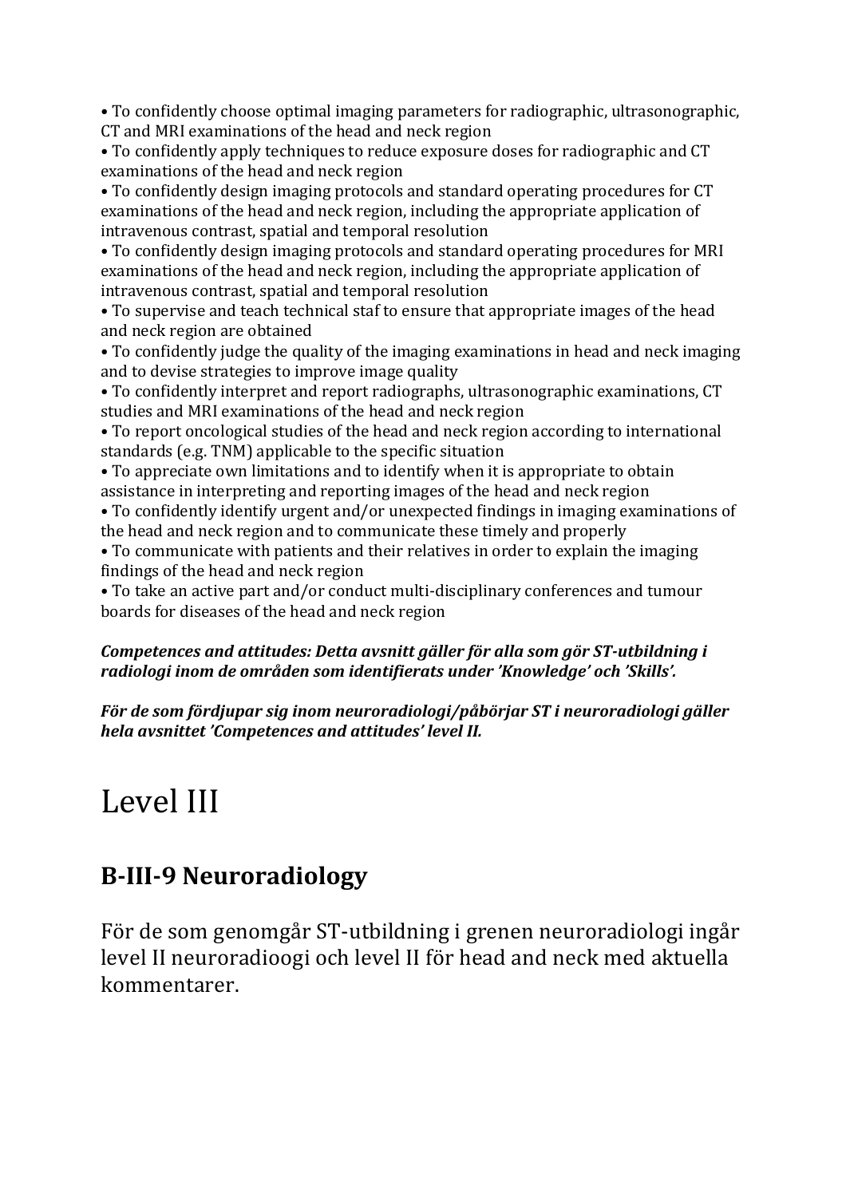- To confidently choose optimal imaging parameters for radiographic, ultrasonographic, CT and MRI examinations of the head and neck region
- To confidently apply techniques to reduce exposure doses for radiographic and CT examinations of the head and neck region
- To confidently design imaging protocols and standard operating procedures for CT examinations of the head and neck region, including the appropriate application of intravenous contrast, spatial and temporal resolution
- To confidently design imaging protocols and standard operating procedures for MRI examinations of the head and neck region, including the appropriate application of intravenous contrast, spatial and temporal resolution
- To supervise and teach technical staf to ensure that appropriate images of the head and neck region are obtained
- To confidently judge the quality of the imaging examinations in head and neck imaging and to devise strategies to improve image quality
- To confidently interpret and report radiographs, ultrasonographic examinations, CT studies and MRI examinations of the head and neck region
- To report oncological studies of the head and neck region according to international standards (e.g. TNM) applicable to the specific situation
- To appreciate own limitations and to identify when it is appropriate to obtain assistance in interpreting and reporting images of the head and neck region
- To confidently identify urgent and/or unexpected findings in imaging examinations of the head and neck region and to communicate these timely and properly
- To communicate with patients and their relatives in order to explain the imaging findings of the head and neck region
- To take an active part and/or conduct multi-disciplinary conferences and tumour boards for diseases of the head and neck region

***Competences and attitudes: Detta avsnitt gäller för alla som gör ST-utbildning i radiologi inom de områden som identifierats under 'Knowledge' och 'Skills'.***

***För de som fördjupar sig inom neuroradiologi/påbörjar ST i neuroradiologi gäller hela avsnittet 'Competences and attitudes' level II.***

# Level III

## B-III-9 Neuroradiology

För de som genomgår ST-utbildning i grenen neuroradiologi ingår level II neuroradioogi och level II för head and neck med aktuella kommentarer.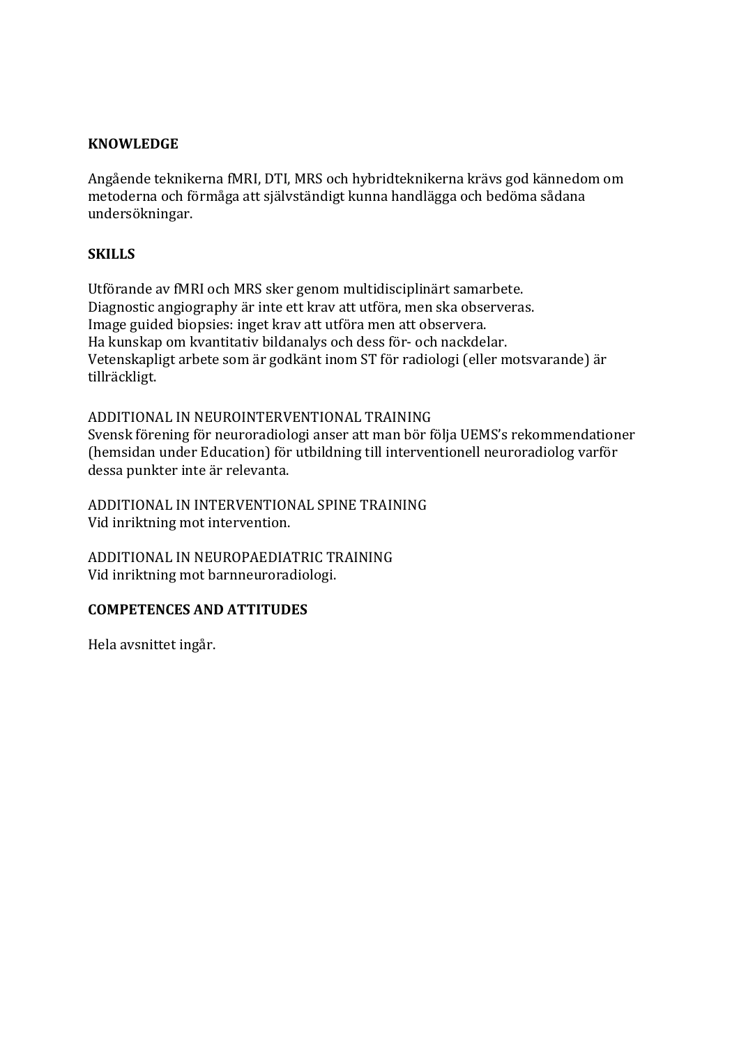**KNOWLEDGE**

Angående teknikerna fMRI, DTI, MRS och hybridteknikerna krävs god kännedom om metoderna och förmåga att självständigt kunna handlägga och bedöma sådana undersökningar.

**SKILLS**

Utförande av fMRI och MRS sker genom multidisciplinärt samarbete.
Diagnostic angiography är inte ett krav att utföra, men ska observeras.
Image guided biopsies: inget krav att utföra men att observera.
Ha kunskap om kvantitativ bildanalys och dess för- och nackdelar.
Vetenskapligt arbete som är godkänt inom ST för radiologi (eller motsvarande) är tillräckligt.

ADDITIONAL IN NEUROINTERVENTIONAL TRAINING
Svensk förening för neuroradiologi anser att man bör följa UEMS's rekommendationer (hemsidan under Education) för utbildning till interventionell neuroradiolog varför dessa punkter inte är relevanta.

ADDITIONAL IN INTERVENTIONAL SPINE TRAINING
Vid inriktning mot intervention.

ADDITIONAL IN NEUROPAEDIATRIC TRAINING
Vid inriktning mot barnneuroradiologi.

**COMPETENCES AND ATTITUDES**

Hela avsnittet ingår.